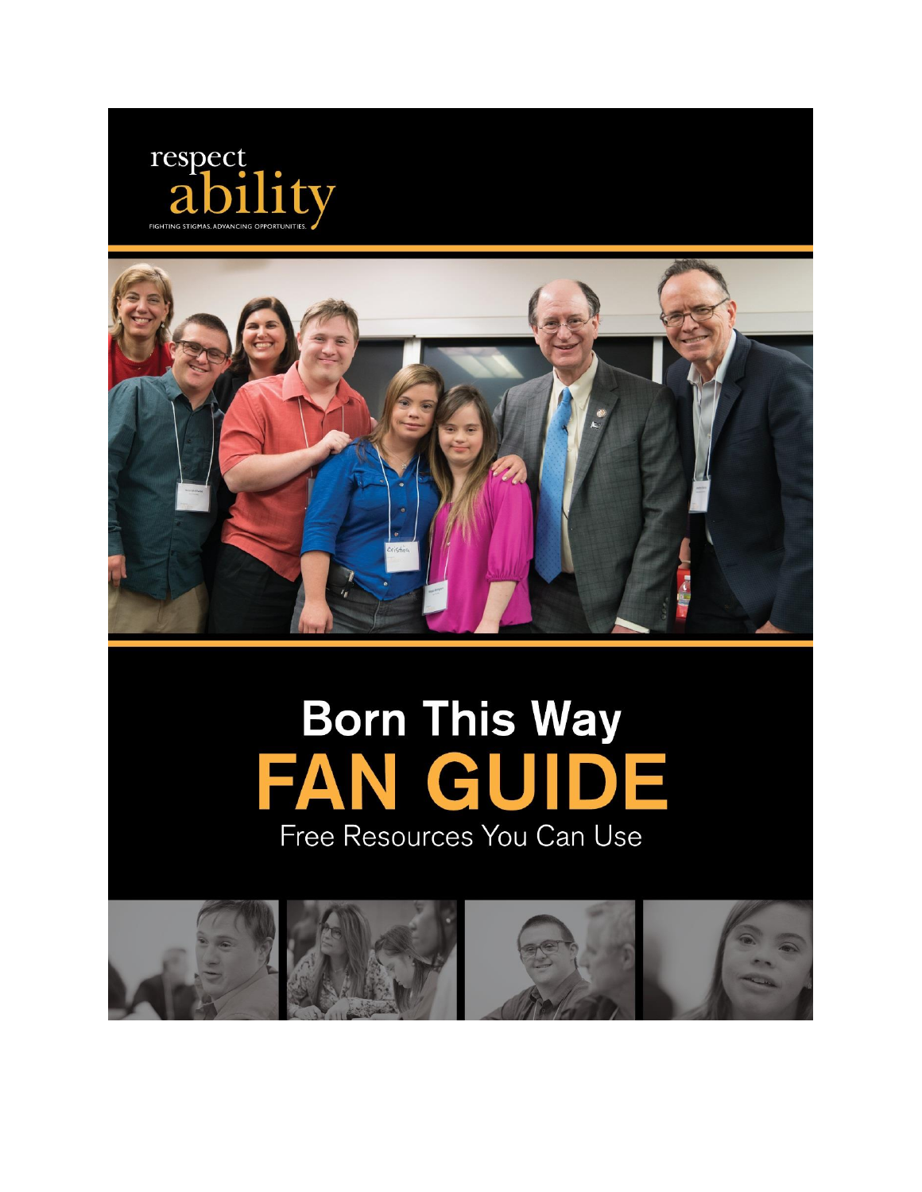respect
ability
FIGHTING STIGMAS. ADVANCING OPPORTUNITIES.

# Born This Way
# FAN GUIDE

Free Resources You Can Use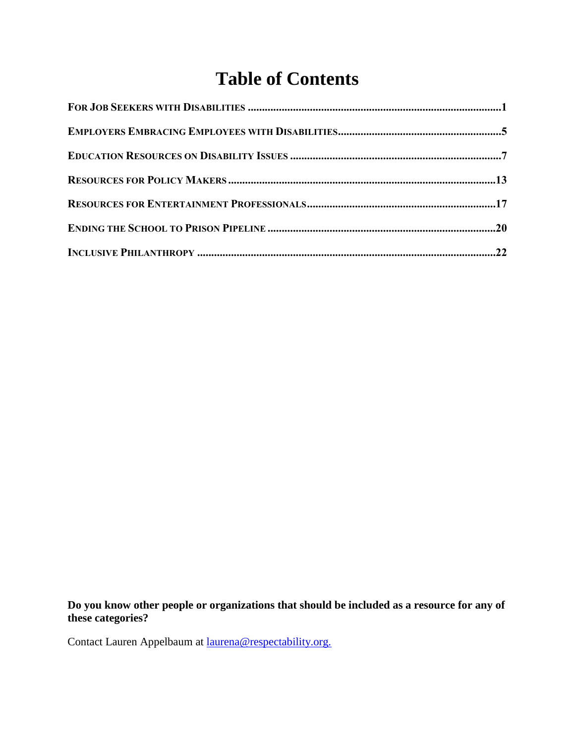# Table of Contents

**FOR JOB SEEKERS WITH DISABILITIES .......... 1**

**EMPLOYERS EMBRACING EMPLOYEES WITH DISABILITIES .......... 5**

**EDUCATION RESOURCES ON DISABILITY ISSUES .......... 7**

**RESOURCES FOR POLICY MAKERS .......... 13**

**RESOURCES FOR ENTERTAINMENT PROFESSIONALS .......... 17**

**ENDING THE SCHOOL TO PRISON PIPELINE .......... 20**

**INCLUSIVE PHILANTHROPY .......... 22**

**Do you know other people or organizations that should be included as a resource for any of these categories?**

Contact Lauren Appelbaum at [laurena@respectability.org.](mailto:laurena@respectability.org)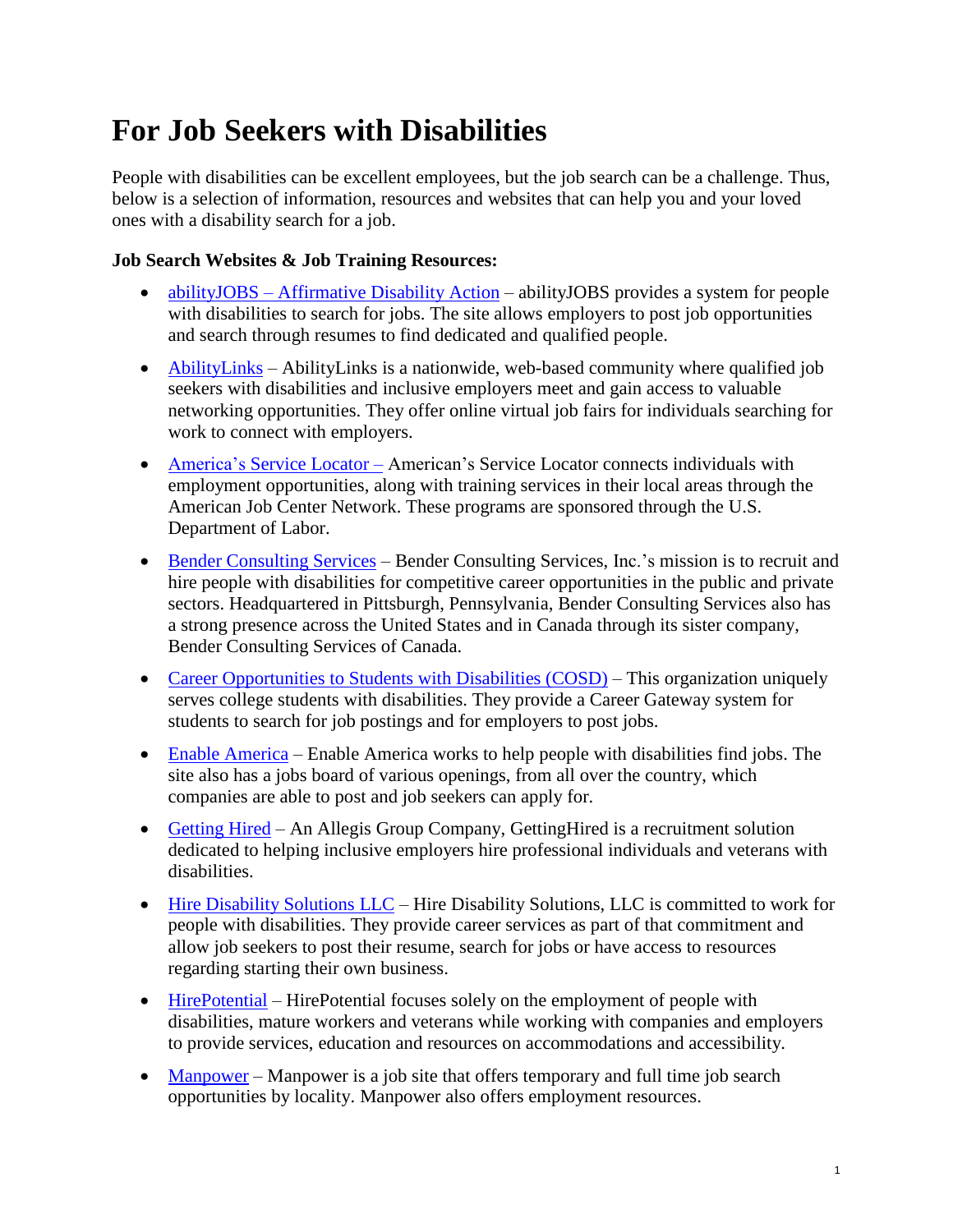# For Job Seekers with Disabilities

People with disabilities can be excellent employees, but the job search can be a challenge. Thus, below is a selection of information, resources and websites that can help you and your loved ones with a disability search for a job.

**Job Search Websites & Job Training Resources:**

- abilityJOBS – Affirmative Disability Action – abilityJOBS provides a system for people with disabilities to search for jobs. The site allows employers to post job opportunities and search through resumes to find dedicated and qualified people.
- AbilityLinks – AbilityLinks is a nationwide, web-based community where qualified job seekers with disabilities and inclusive employers meet and gain access to valuable networking opportunities. They offer online virtual job fairs for individuals searching for work to connect with employers.
- America's Service Locator – American's Service Locator connects individuals with employment opportunities, along with training services in their local areas through the American Job Center Network. These programs are sponsored through the U.S. Department of Labor.
- Bender Consulting Services – Bender Consulting Services, Inc.'s mission is to recruit and hire people with disabilities for competitive career opportunities in the public and private sectors. Headquartered in Pittsburgh, Pennsylvania, Bender Consulting Services also has a strong presence across the United States and in Canada through its sister company, Bender Consulting Services of Canada.
- Career Opportunities to Students with Disabilities (COSD) – This organization uniquely serves college students with disabilities. They provide a Career Gateway system for students to search for job postings and for employers to post jobs.
- Enable America – Enable America works to help people with disabilities find jobs. The site also has a jobs board of various openings, from all over the country, which companies are able to post and job seekers can apply for.
- Getting Hired – An Allegis Group Company, GettingHired is a recruitment solution dedicated to helping inclusive employers hire professional individuals and veterans with disabilities.
- Hire Disability Solutions LLC – Hire Disability Solutions, LLC is committed to work for people with disabilities. They provide career services as part of that commitment and allow job seekers to post their resume, search for jobs or have access to resources regarding starting their own business.
- HirePotential – HirePotential focuses solely on the employment of people with disabilities, mature workers and veterans while working with companies and employers to provide services, education and resources on accommodations and accessibility.
- Manpower – Manpower is a job site that offers temporary and full time job search opportunities by locality. Manpower also offers employment resources.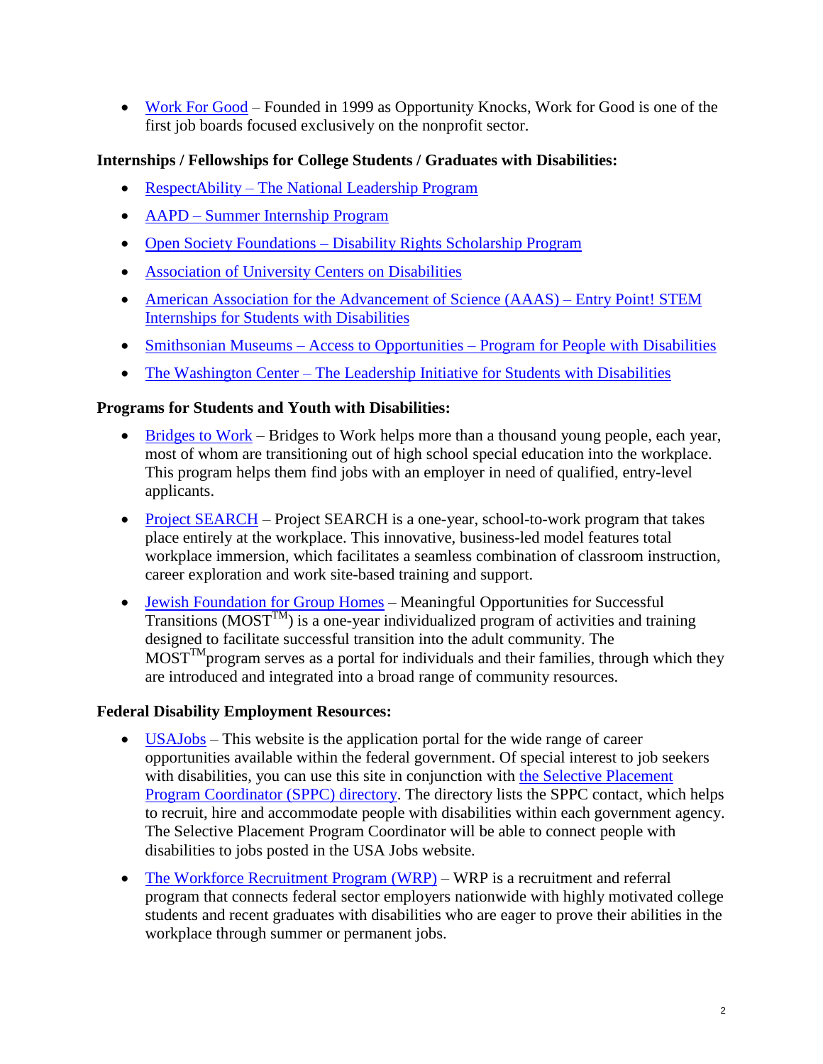- Work For Good – Founded in 1999 as Opportunity Knocks, Work for Good is one of the first job boards focused exclusively on the nonprofit sector.

**Internships / Fellowships for College Students / Graduates with Disabilities:**

- RespectAbility – The National Leadership Program
- AAPD – Summer Internship Program
- Open Society Foundations – Disability Rights Scholarship Program
- Association of University Centers on Disabilities
- American Association for the Advancement of Science (AAAS) – Entry Point! STEM Internships for Students with Disabilities
- Smithsonian Museums – Access to Opportunities – Program for People with Disabilities
- The Washington Center – The Leadership Initiative for Students with Disabilities

**Programs for Students and Youth with Disabilities:**

- Bridges to Work – Bridges to Work helps more than a thousand young people, each year, most of whom are transitioning out of high school special education into the workplace. This program helps them find jobs with an employer in need of qualified, entry-level applicants.
- Project SEARCH – Project SEARCH is a one-year, school-to-work program that takes place entirely at the workplace. This innovative, business-led model features total workplace immersion, which facilitates a seamless combination of classroom instruction, career exploration and work site-based training and support.
- Jewish Foundation for Group Homes – Meaningful Opportunities for Successful Transitions (MOST™) is a one-year individualized program of activities and training designed to facilitate successful transition into the adult community. The MOST™program serves as a portal for individuals and their families, through which they are introduced and integrated into a broad range of community resources.

**Federal Disability Employment Resources:**

- USAJobs – This website is the application portal for the wide range of career opportunities available within the federal government. Of special interest to job seekers with disabilities, you can use this site in conjunction with the Selective Placement Program Coordinator (SPPC) directory. The directory lists the SPPC contact, which helps to recruit, hire and accommodate people with disabilities within each government agency. The Selective Placement Program Coordinator will be able to connect people with disabilities to jobs posted in the USA Jobs website.
- The Workforce Recruitment Program (WRP) – WRP is a recruitment and referral program that connects federal sector employers nationwide with highly motivated college students and recent graduates with disabilities who are eager to prove their abilities in the workplace through summer or permanent jobs.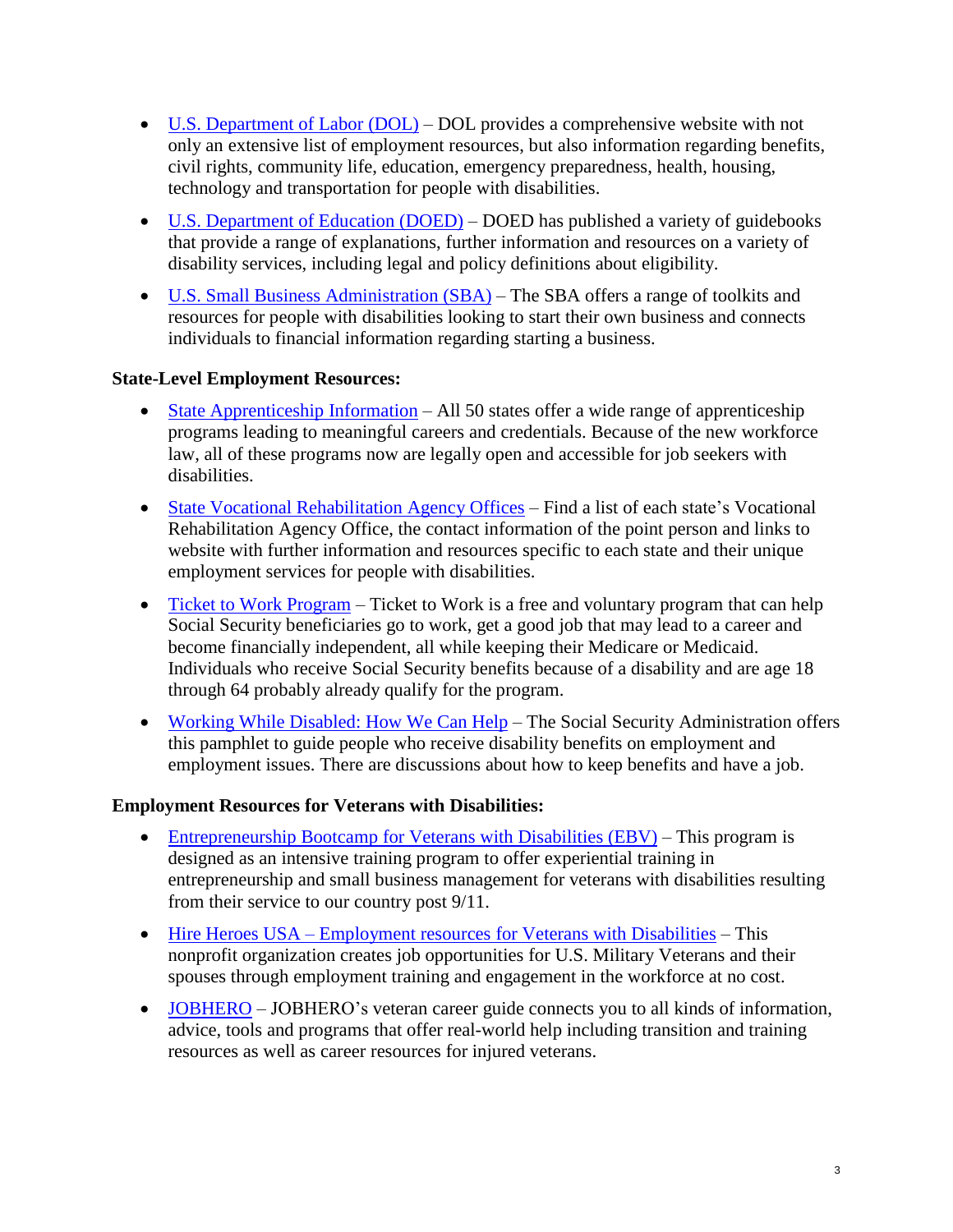- U.S. Department of Labor (DOL) – DOL provides a comprehensive website with not only an extensive list of employment resources, but also information regarding benefits, civil rights, community life, education, emergency preparedness, health, housing, technology and transportation for people with disabilities.
- U.S. Department of Education (DOED) – DOED has published a variety of guidebooks that provide a range of explanations, further information and resources on a variety of disability services, including legal and policy definitions about eligibility.
- U.S. Small Business Administration (SBA) – The SBA offers a range of toolkits and resources for people with disabilities looking to start their own business and connects individuals to financial information regarding starting a business.

**State-Level Employment Resources:**

- State Apprenticeship Information – All 50 states offer a wide range of apprenticeship programs leading to meaningful careers and credentials. Because of the new workforce law, all of these programs now are legally open and accessible for job seekers with disabilities.
- State Vocational Rehabilitation Agency Offices – Find a list of each state's Vocational Rehabilitation Agency Office, the contact information of the point person and links to website with further information and resources specific to each state and their unique employment services for people with disabilities.
- Ticket to Work Program – Ticket to Work is a free and voluntary program that can help Social Security beneficiaries go to work, get a good job that may lead to a career and become financially independent, all while keeping their Medicare or Medicaid. Individuals who receive Social Security benefits because of a disability and are age 18 through 64 probably already qualify for the program.
- Working While Disabled: How We Can Help – The Social Security Administration offers this pamphlet to guide people who receive disability benefits on employment and employment issues. There are discussions about how to keep benefits and have a job.

**Employment Resources for Veterans with Disabilities:**

- Entrepreneurship Bootcamp for Veterans with Disabilities (EBV) – This program is designed as an intensive training program to offer experiential training in entrepreneurship and small business management for veterans with disabilities resulting from their service to our country post 9/11.
- Hire Heroes USA – Employment resources for Veterans with Disabilities – This nonprofit organization creates job opportunities for U.S. Military Veterans and their spouses through employment training and engagement in the workforce at no cost.
- JOBHERO – JOBHERO's veteran career guide connects you to all kinds of information, advice, tools and programs that offer real-world help including transition and training resources as well as career resources for injured veterans.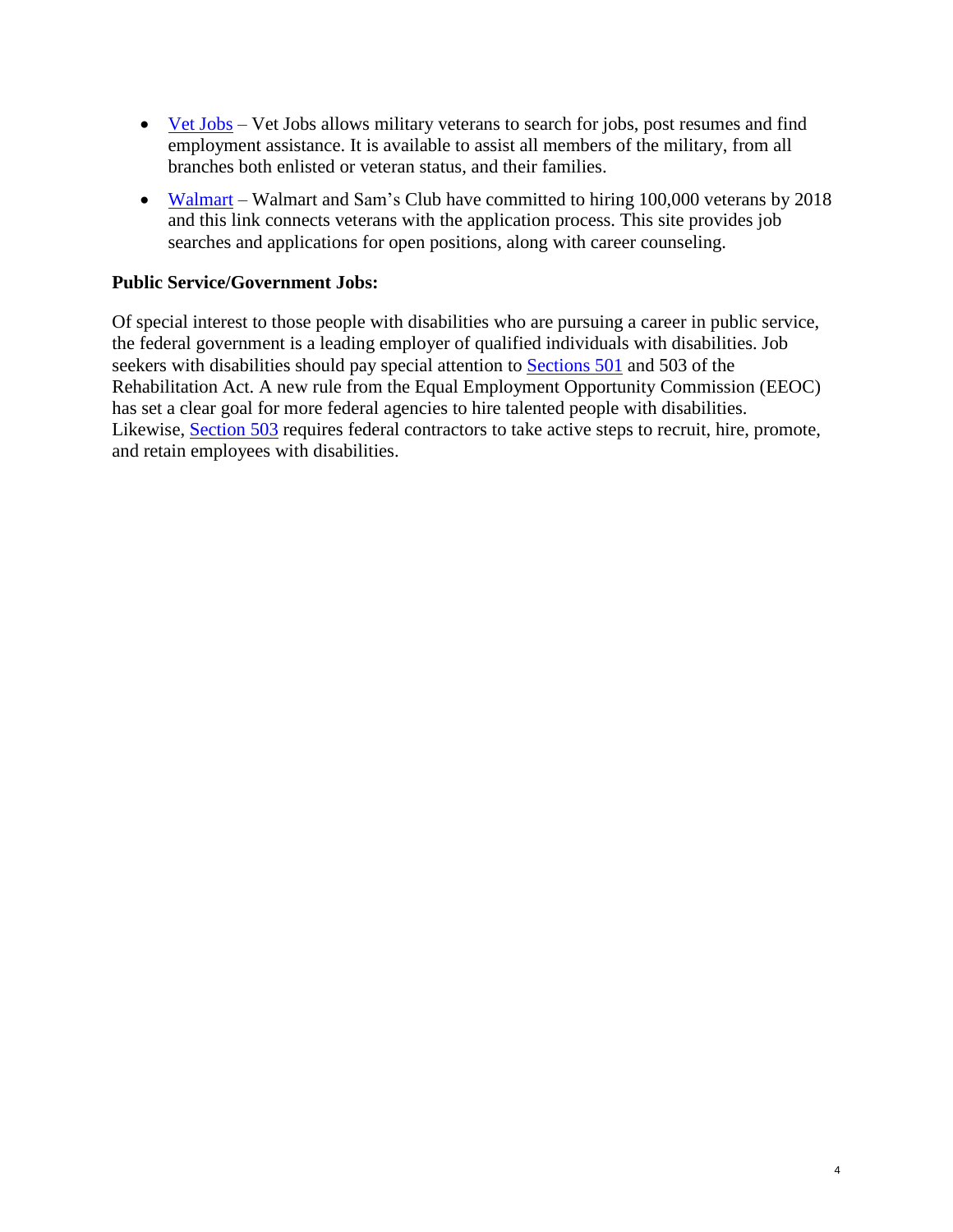- Vet Jobs – Vet Jobs allows military veterans to search for jobs, post resumes and find employment assistance. It is available to assist all members of the military, from all branches both enlisted or veteran status, and their families.
- Walmart – Walmart and Sam's Club have committed to hiring 100,000 veterans by 2018 and this link connects veterans with the application process. This site provides job searches and applications for open positions, along with career counseling.

**Public Service/Government Jobs:**

Of special interest to those people with disabilities who are pursuing a career in public service, the federal government is a leading employer of qualified individuals with disabilities. Job seekers with disabilities should pay special attention to Sections 501 and 503 of the Rehabilitation Act. A new rule from the Equal Employment Opportunity Commission (EEOC) has set a clear goal for more federal agencies to hire talented people with disabilities. Likewise, Section 503 requires federal contractors to take active steps to recruit, hire, promote, and retain employees with disabilities.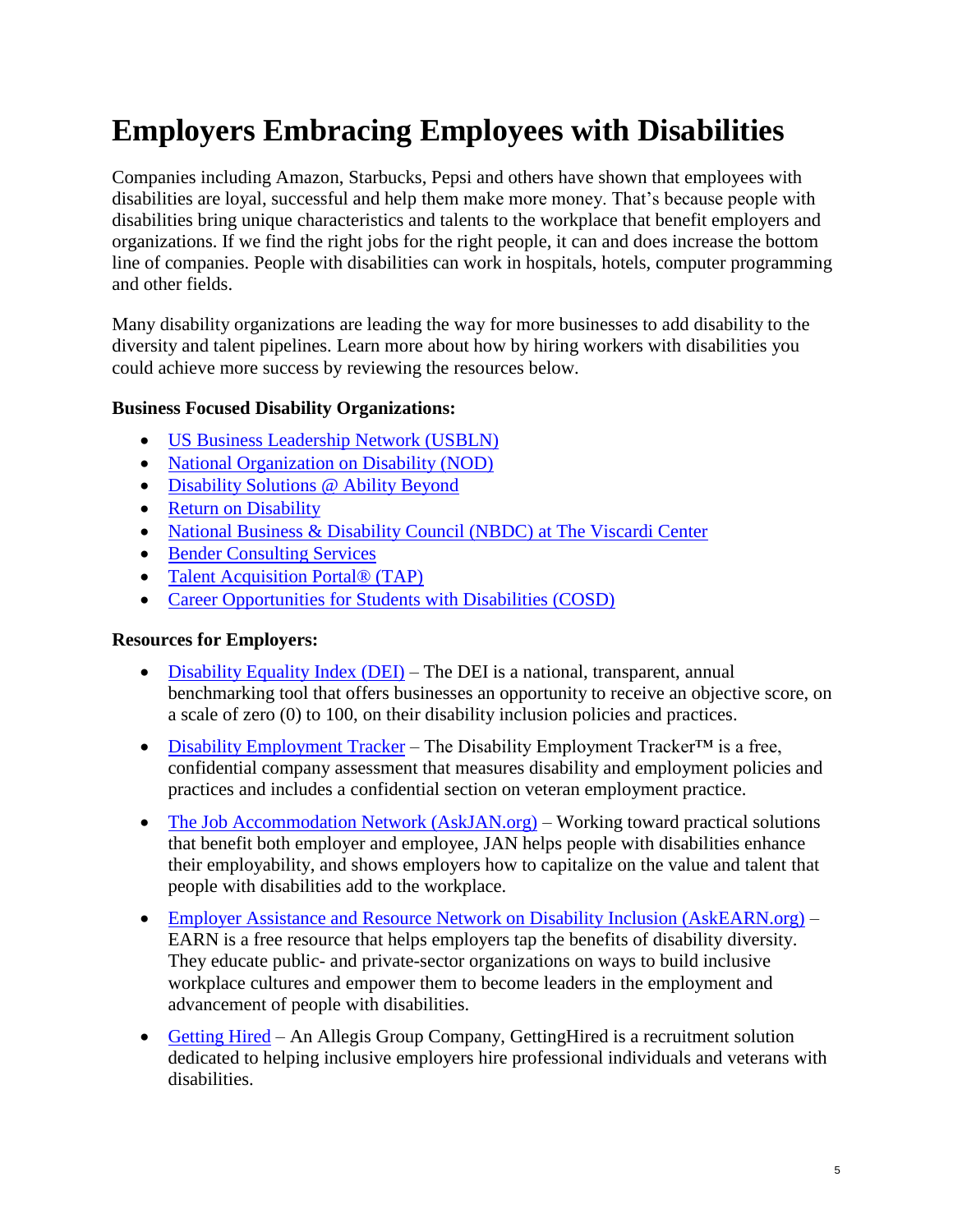# Employers Embracing Employees with Disabilities

Companies including Amazon, Starbucks, Pepsi and others have shown that employees with disabilities are loyal, successful and help them make more money. That's because people with disabilities bring unique characteristics and talents to the workplace that benefit employers and organizations. If we find the right jobs for the right people, it can and does increase the bottom line of companies. People with disabilities can work in hospitals, hotels, computer programming and other fields.

Many disability organizations are leading the way for more businesses to add disability to the diversity and talent pipelines. Learn more about how by hiring workers with disabilities you could achieve more success by reviewing the resources below.

**Business Focused Disability Organizations:**

- US Business Leadership Network (USBLN)
- National Organization on Disability (NOD)
- Disability Solutions @ Ability Beyond
- Return on Disability
- National Business & Disability Council (NBDC) at The Viscardi Center
- Bender Consulting Services
- Talent Acquisition Portal® (TAP)
- Career Opportunities for Students with Disabilities (COSD)

**Resources for Employers:**

- Disability Equality Index (DEI) – The DEI is a national, transparent, annual benchmarking tool that offers businesses an opportunity to receive an objective score, on a scale of zero (0) to 100, on their disability inclusion policies and practices.

- Disability Employment Tracker – The Disability Employment Tracker™ is a free, confidential company assessment that measures disability and employment policies and practices and includes a confidential section on veteran employment practice.

- The Job Accommodation Network (AskJAN.org) – Working toward practical solutions that benefit both employer and employee, JAN helps people with disabilities enhance their employability, and shows employers how to capitalize on the value and talent that people with disabilities add to the workplace.

- Employer Assistance and Resource Network on Disability Inclusion (AskEARN.org) – EARN is a free resource that helps employers tap the benefits of disability diversity. They educate public- and private-sector organizations on ways to build inclusive workplace cultures and empower them to become leaders in the employment and advancement of people with disabilities.

- Getting Hired – An Allegis Group Company, GettingHired is a recruitment solution dedicated to helping inclusive employers hire professional individuals and veterans with disabilities.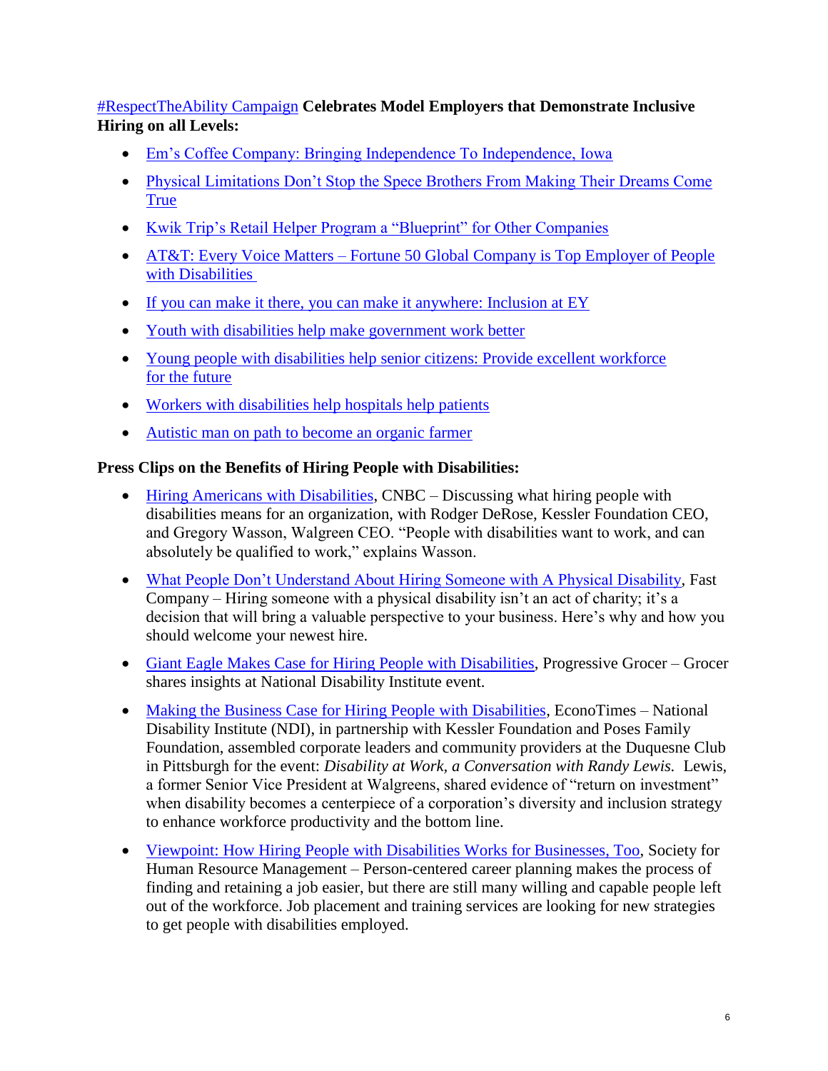**#RespectTheAbility Campaign Celebrates Model Employers that Demonstrate Inclusive Hiring on all Levels:**

- Em's Coffee Company: Bringing Independence To Independence, Iowa
- Physical Limitations Don't Stop the Spece Brothers From Making Their Dreams Come True
- Kwik Trip's Retail Helper Program a "Blueprint" for Other Companies
- AT&T: Every Voice Matters – Fortune 50 Global Company is Top Employer of People with Disabilities
- If you can make it there, you can make it anywhere: Inclusion at EY
- Youth with disabilities help make government work better
- Young people with disabilities help senior citizens: Provide excellent workforce for the future
- Workers with disabilities help hospitals help patients
- Autistic man on path to become an organic farmer

**Press Clips on the Benefits of Hiring People with Disabilities:**

- Hiring Americans with Disabilities, CNBC – Discussing what hiring people with disabilities means for an organization, with Rodger DeRose, Kessler Foundation CEO, and Gregory Wasson, Walgreen CEO. "People with disabilities want to work, and can absolutely be qualified to work," explains Wasson.
- What People Don't Understand About Hiring Someone with A Physical Disability, Fast Company – Hiring someone with a physical disability isn't an act of charity; it's a decision that will bring a valuable perspective to your business. Here's why and how you should welcome your newest hire.
- Giant Eagle Makes Case for Hiring People with Disabilities, Progressive Grocer – Grocer shares insights at National Disability Institute event.
- Making the Business Case for Hiring People with Disabilities, EconoTimes – National Disability Institute (NDI), in partnership with Kessler Foundation and Poses Family Foundation, assembled corporate leaders and community providers at the Duquesne Club in Pittsburgh for the event: *Disability at Work, a Conversation with Randy Lewis.* Lewis, a former Senior Vice President at Walgreens, shared evidence of "return on investment" when disability becomes a centerpiece of a corporation's diversity and inclusion strategy to enhance workforce productivity and the bottom line.
- Viewpoint: How Hiring People with Disabilities Works for Businesses, Too, Society for Human Resource Management – Person-centered career planning makes the process of finding and retaining a job easier, but there are still many willing and capable people left out of the workforce. Job placement and training services are looking for new strategies to get people with disabilities employed.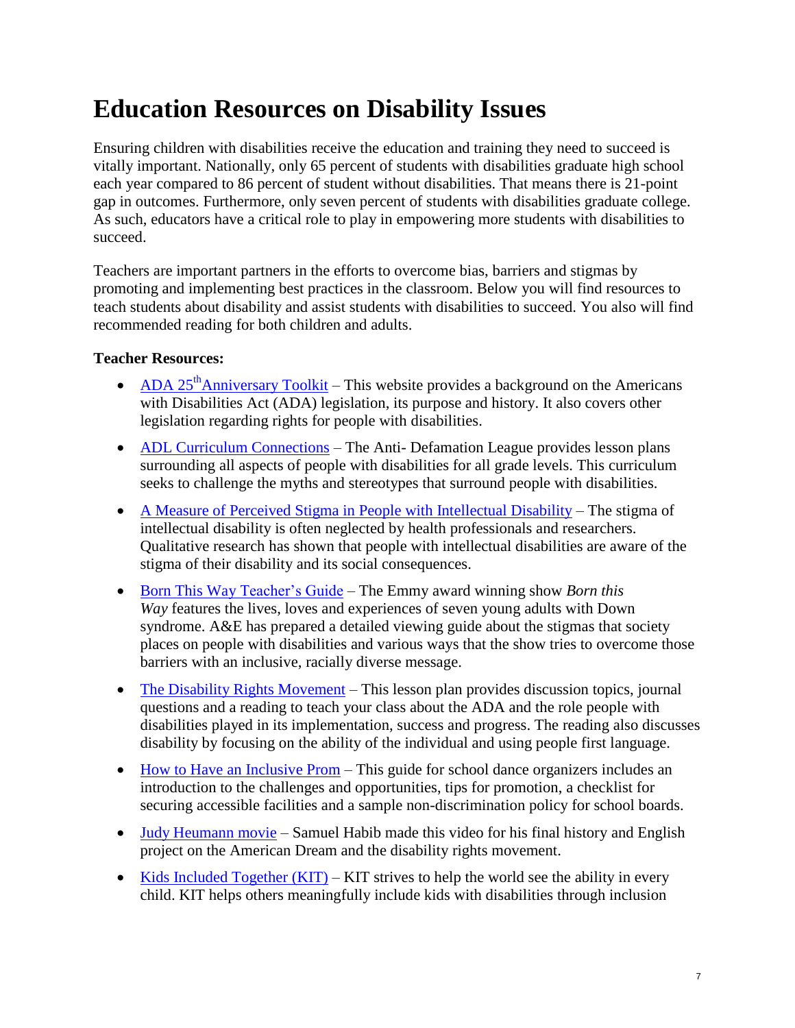# Education Resources on Disability Issues

Ensuring children with disabilities receive the education and training they need to succeed is vitally important. Nationally, only 65 percent of students with disabilities graduate high school each year compared to 86 percent of student without disabilities. That means there is 21-point gap in outcomes. Furthermore, only seven percent of students with disabilities graduate college. As such, educators have a critical role to play in empowering more students with disabilities to succeed.

Teachers are important partners in the efforts to overcome bias, barriers and stigmas by promoting and implementing best practices in the classroom. Below you will find resources to teach students about disability and assist students with disabilities to succeed. You also will find recommended reading for both children and adults.

**Teacher Resources:**

- ADA 25th Anniversary Toolkit – This website provides a background on the Americans with Disabilities Act (ADA) legislation, its purpose and history. It also covers other legislation regarding rights for people with disabilities.
- ADL Curriculum Connections – The Anti- Defamation League provides lesson plans surrounding all aspects of people with disabilities for all grade levels. This curriculum seeks to challenge the myths and stereotypes that surround people with disabilities.
- A Measure of Perceived Stigma in People with Intellectual Disability – The stigma of intellectual disability is often neglected by health professionals and researchers. Qualitative research has shown that people with intellectual disabilities are aware of the stigma of their disability and its social consequences.
- Born This Way Teacher's Guide – The Emmy award winning show *Born this Way* features the lives, loves and experiences of seven young adults with Down syndrome. A&E has prepared a detailed viewing guide about the stigmas that society places on people with disabilities and various ways that the show tries to overcome those barriers with an inclusive, racially diverse message.
- The Disability Rights Movement – This lesson plan provides discussion topics, journal questions and a reading to teach your class about the ADA and the role people with disabilities played in its implementation, success and progress. The reading also discusses disability by focusing on the ability of the individual and using people first language.
- How to Have an Inclusive Prom – This guide for school dance organizers includes an introduction to the challenges and opportunities, tips for promotion, a checklist for securing accessible facilities and a sample non-discrimination policy for school boards.
- Judy Heumann movie – Samuel Habib made this video for his final history and English project on the American Dream and the disability rights movement.
- Kids Included Together (KIT) – KIT strives to help the world see the ability in every child. KIT helps others meaningfully include kids with disabilities through inclusion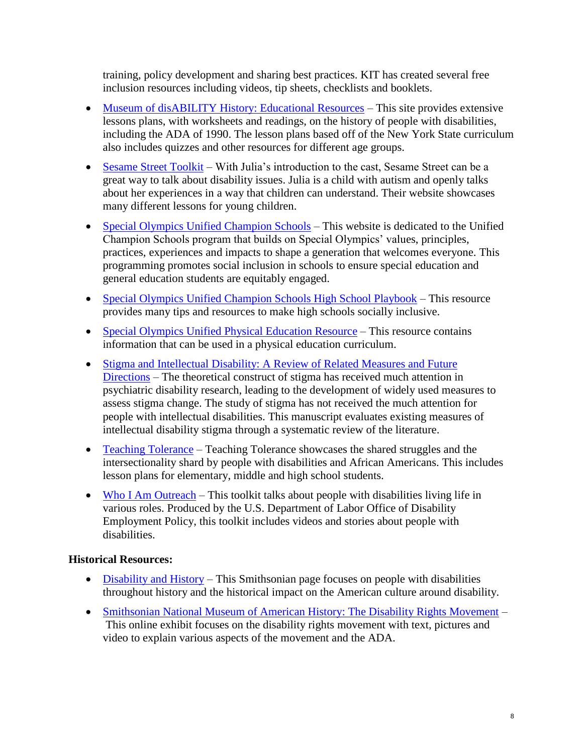training, policy development and sharing best practices. KIT has created several free inclusion resources including videos, tip sheets, checklists and booklets.

- Museum of disABILITY History: Educational Resources – This site provides extensive lessons plans, with worksheets and readings, on the history of people with disabilities, including the ADA of 1990. The lesson plans based off of the New York State curriculum also includes quizzes and other resources for different age groups.
- Sesame Street Toolkit – With Julia's introduction to the cast, Sesame Street can be a great way to talk about disability issues. Julia is a child with autism and openly talks about her experiences in a way that children can understand. Their website showcases many different lessons for young children.
- Special Olympics Unified Champion Schools – This website is dedicated to the Unified Champion Schools program that builds on Special Olympics' values, principles, practices, experiences and impacts to shape a generation that welcomes everyone. This programming promotes social inclusion in schools to ensure special education and general education students are equitably engaged.
- Special Olympics Unified Champion Schools High School Playbook – This resource provides many tips and resources to make high schools socially inclusive.
- Special Olympics Unified Physical Education Resource – This resource contains information that can be used in a physical education curriculum.
- Stigma and Intellectual Disability: A Review of Related Measures and Future Directions – The theoretical construct of stigma has received much attention in psychiatric disability research, leading to the development of widely used measures to assess stigma change. The study of stigma has not received the much attention for people with intellectual disabilities. This manuscript evaluates existing measures of intellectual disability stigma through a systematic review of the literature.
- Teaching Tolerance – Teaching Tolerance showcases the shared struggles and the intersectionality shard by people with disabilities and African Americans. This includes lesson plans for elementary, middle and high school students.
- Who I Am Outreach – This toolkit talks about people with disabilities living life in various roles. Produced by the U.S. Department of Labor Office of Disability Employment Policy, this toolkit includes videos and stories about people with disabilities.

**Historical Resources:**

- Disability and History – This Smithsonian page focuses on people with disabilities throughout history and the historical impact on the American culture around disability.
- Smithsonian National Museum of American History: The Disability Rights Movement – This online exhibit focuses on the disability rights movement with text, pictures and video to explain various aspects of the movement and the ADA.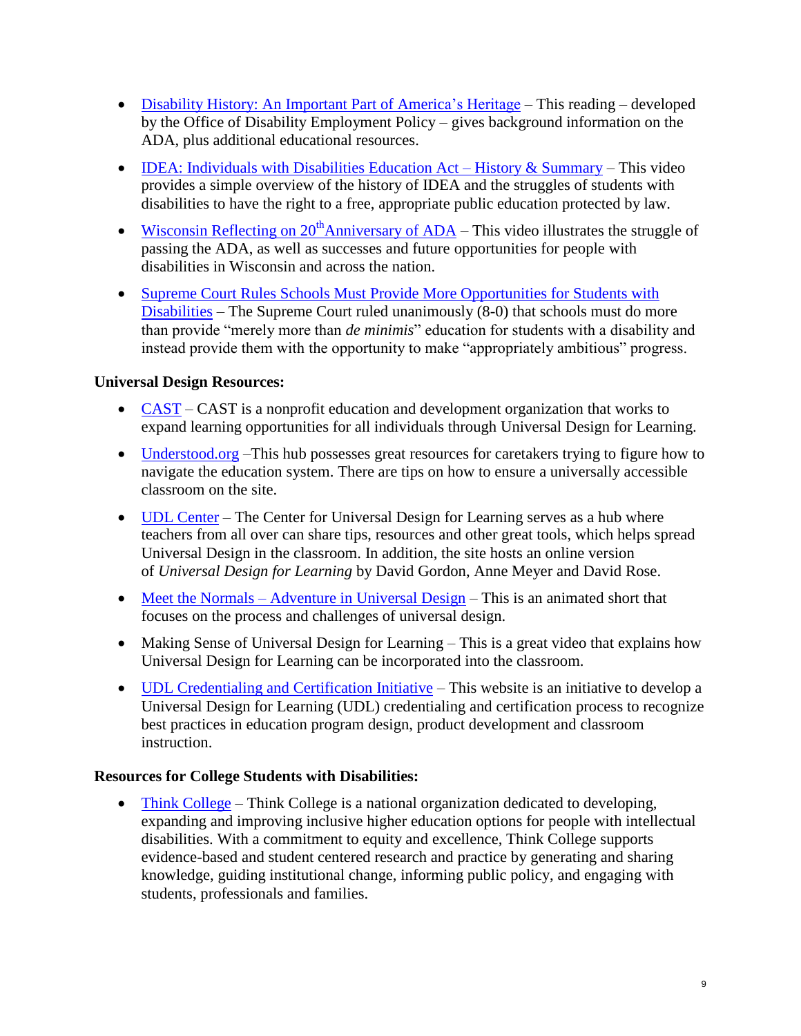- Disability History: An Important Part of America's Heritage – This reading – developed by the Office of Disability Employment Policy – gives background information on the ADA, plus additional educational resources.
- IDEA: Individuals with Disabilities Education Act – History & Summary – This video provides a simple overview of the history of IDEA and the struggles of students with disabilities to have the right to a free, appropriate public education protected by law.
- Wisconsin Reflecting on 20th Anniversary of ADA – This video illustrates the struggle of passing the ADA, as well as successes and future opportunities for people with disabilities in Wisconsin and across the nation.
- Supreme Court Rules Schools Must Provide More Opportunities for Students with Disabilities – The Supreme Court ruled unanimously (8-0) that schools must do more than provide "merely more than *de minimis*" education for students with a disability and instead provide them with the opportunity to make "appropriately ambitious" progress.

**Universal Design Resources:**

- CAST – CAST is a nonprofit education and development organization that works to expand learning opportunities for all individuals through Universal Design for Learning.
- Understood.org –This hub possesses great resources for caretakers trying to figure how to navigate the education system. There are tips on how to ensure a universally accessible classroom on the site.
- UDL Center – The Center for Universal Design for Learning serves as a hub where teachers from all over can share tips, resources and other great tools, which helps spread Universal Design in the classroom. In addition, the site hosts an online version of *Universal Design for Learning* by David Gordon, Anne Meyer and David Rose.
- Meet the Normals – Adventure in Universal Design – This is an animated short that focuses on the process and challenges of universal design.
- Making Sense of Universal Design for Learning – This is a great video that explains how Universal Design for Learning can be incorporated into the classroom.
- UDL Credentialing and Certification Initiative – This website is an initiative to develop a Universal Design for Learning (UDL) credentialing and certification process to recognize best practices in education program design, product development and classroom instruction.

**Resources for College Students with Disabilities:**

- Think College – Think College is a national organization dedicated to developing, expanding and improving inclusive higher education options for people with intellectual disabilities. With a commitment to equity and excellence, Think College supports evidence-based and student centered research and practice by generating and sharing knowledge, guiding institutional change, informing public policy, and engaging with students, professionals and families.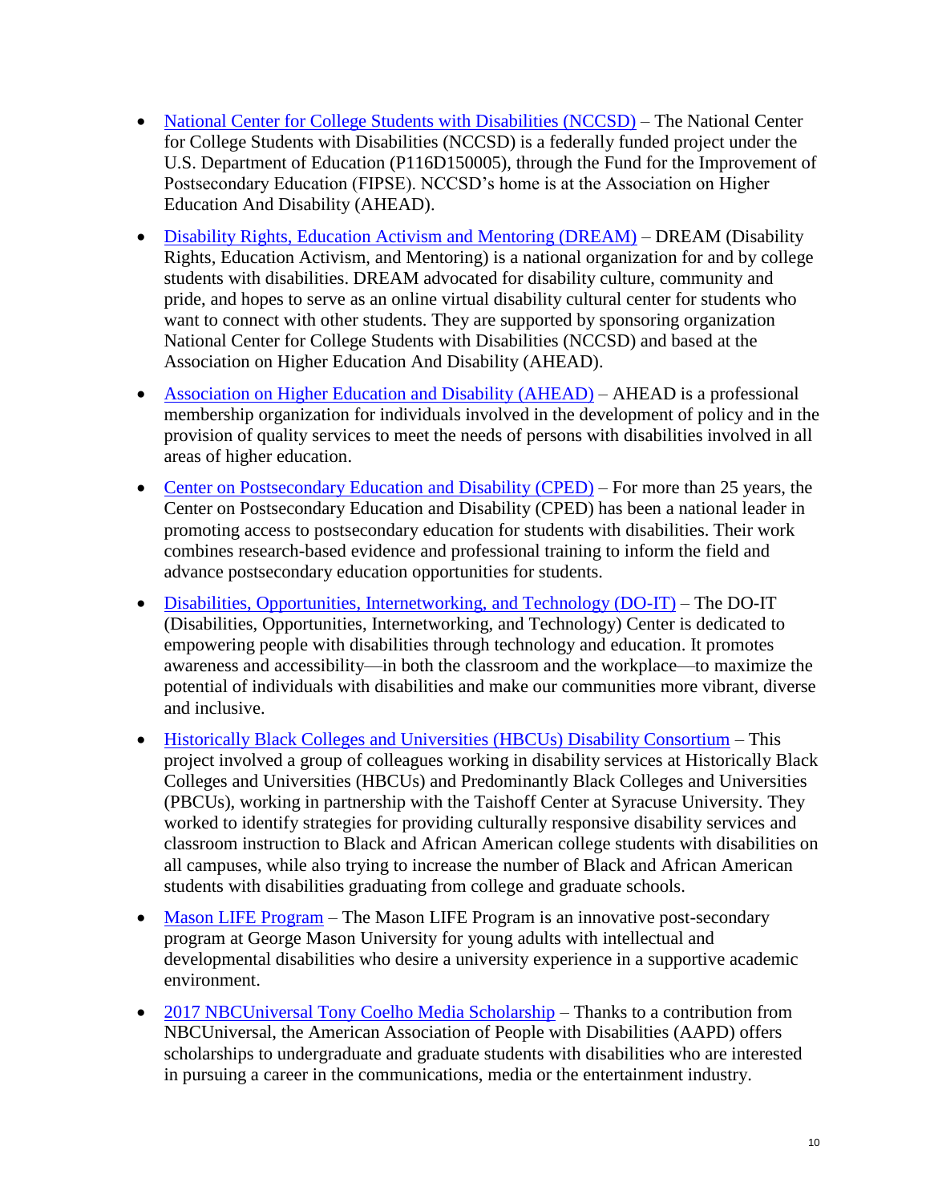- National Center for College Students with Disabilities (NCCSD) – The National Center for College Students with Disabilities (NCCSD) is a federally funded project under the U.S. Department of Education (P116D150005), through the Fund for the Improvement of Postsecondary Education (FIPSE). NCCSD's home is at the Association on Higher Education And Disability (AHEAD).

- Disability Rights, Education Activism and Mentoring (DREAM) – DREAM (Disability Rights, Education Activism, and Mentoring) is a national organization for and by college students with disabilities. DREAM advocated for disability culture, community and pride, and hopes to serve as an online virtual disability cultural center for students who want to connect with other students. They are supported by sponsoring organization National Center for College Students with Disabilities (NCCSD) and based at the Association on Higher Education And Disability (AHEAD).

- Association on Higher Education and Disability (AHEAD) – AHEAD is a professional membership organization for individuals involved in the development of policy and in the provision of quality services to meet the needs of persons with disabilities involved in all areas of higher education.

- Center on Postsecondary Education and Disability (CPED) – For more than 25 years, the Center on Postsecondary Education and Disability (CPED) has been a national leader in promoting access to postsecondary education for students with disabilities. Their work combines research-based evidence and professional training to inform the field and advance postsecondary education opportunities for students.

- Disabilities, Opportunities, Internetworking, and Technology (DO-IT) – The DO-IT (Disabilities, Opportunities, Internetworking, and Technology) Center is dedicated to empowering people with disabilities through technology and education. It promotes awareness and accessibility—in both the classroom and the workplace—to maximize the potential of individuals with disabilities and make our communities more vibrant, diverse and inclusive.

- Historically Black Colleges and Universities (HBCUs) Disability Consortium – This project involved a group of colleagues working in disability services at Historically Black Colleges and Universities (HBCUs) and Predominantly Black Colleges and Universities (PBCUs), working in partnership with the Taishoff Center at Syracuse University. They worked to identify strategies for providing culturally responsive disability services and classroom instruction to Black and African American college students with disabilities on all campuses, while also trying to increase the number of Black and African American students with disabilities graduating from college and graduate schools.

- Mason LIFE Program – The Mason LIFE Program is an innovative post-secondary program at George Mason University for young adults with intellectual and developmental disabilities who desire a university experience in a supportive academic environment.

- 2017 NBCUniversal Tony Coelho Media Scholarship – Thanks to a contribution from NBCUniversal, the American Association of People with Disabilities (AAPD) offers scholarships to undergraduate and graduate students with disabilities who are interested in pursuing a career in the communications, media or the entertainment industry.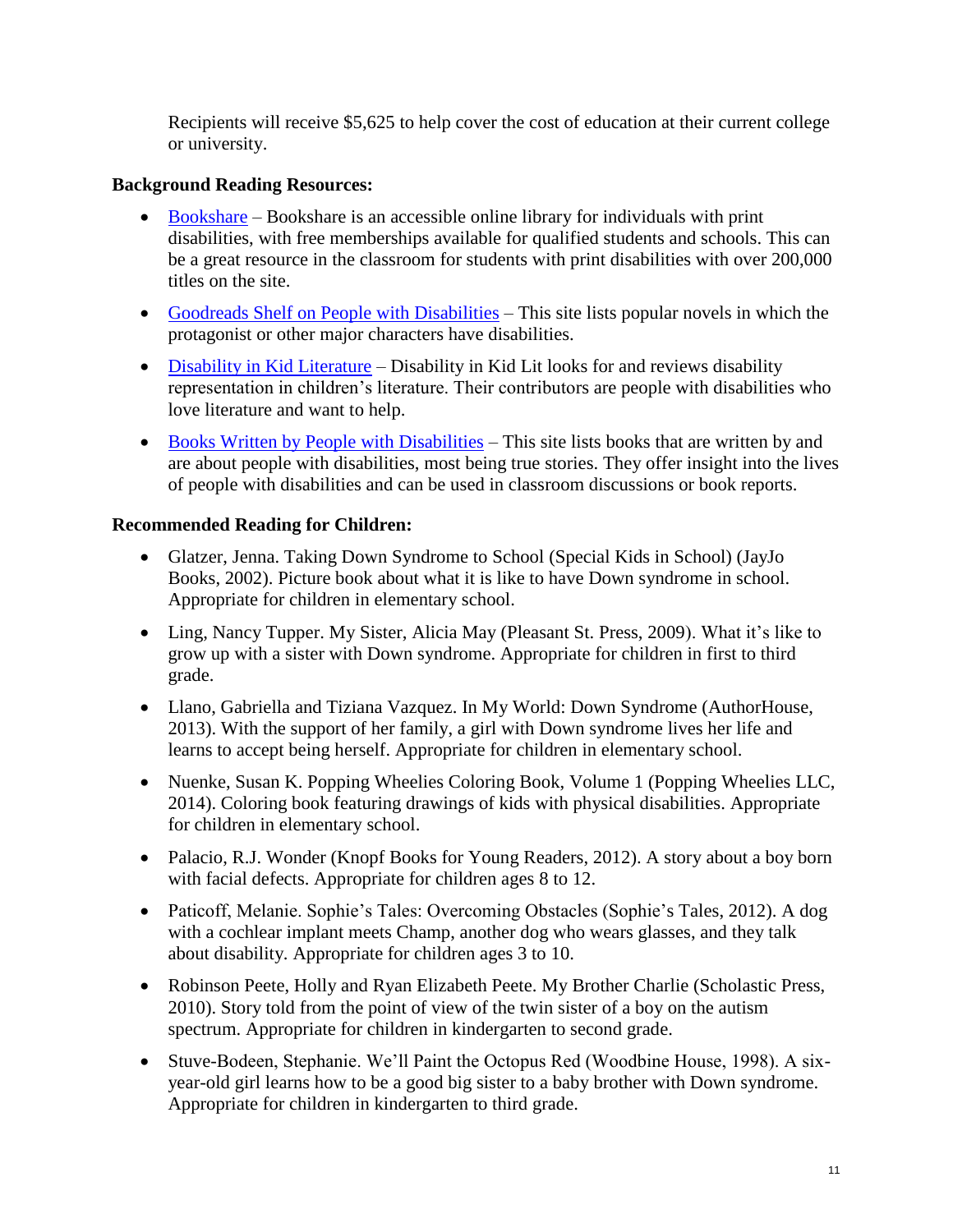Recipients will receive $5,625 to help cover the cost of education at their current college or university.

**Background Reading Resources:**

- Bookshare – Bookshare is an accessible online library for individuals with print disabilities, with free memberships available for qualified students and schools. This can be a great resource in the classroom for students with print disabilities with over 200,000 titles on the site.
- Goodreads Shelf on People with Disabilities – This site lists popular novels in which the protagonist or other major characters have disabilities.
- Disability in Kid Literature – Disability in Kid Lit looks for and reviews disability representation in children's literature. Their contributors are people with disabilities who love literature and want to help.
- Books Written by People with Disabilities – This site lists books that are written by and are about people with disabilities, most being true stories. They offer insight into the lives of people with disabilities and can be used in classroom discussions or book reports.

**Recommended Reading for Children:**

- Glatzer, Jenna. Taking Down Syndrome to School (Special Kids in School) (JayJo Books, 2002). Picture book about what it is like to have Down syndrome in school. Appropriate for children in elementary school.
- Ling, Nancy Tupper. My Sister, Alicia May (Pleasant St. Press, 2009). What it's like to grow up with a sister with Down syndrome. Appropriate for children in first to third grade.
- Llano, Gabriella and Tiziana Vazquez. In My World: Down Syndrome (AuthorHouse, 2013). With the support of her family, a girl with Down syndrome lives her life and learns to accept being herself. Appropriate for children in elementary school.
- Nuenke, Susan K. Popping Wheelies Coloring Book, Volume 1 (Popping Wheelies LLC, 2014). Coloring book featuring drawings of kids with physical disabilities. Appropriate for children in elementary school.
- Palacio, R.J. Wonder (Knopf Books for Young Readers, 2012). A story about a boy born with facial defects. Appropriate for children ages 8 to 12.
- Paticoff, Melanie. Sophie's Tales: Overcoming Obstacles (Sophie's Tales, 2012). A dog with a cochlear implant meets Champ, another dog who wears glasses, and they talk about disability. Appropriate for children ages 3 to 10.
- Robinson Peete, Holly and Ryan Elizabeth Peete. My Brother Charlie (Scholastic Press, 2010). Story told from the point of view of the twin sister of a boy on the autism spectrum. Appropriate for children in kindergarten to second grade.
- Stuve-Bodeen, Stephanie. We'll Paint the Octopus Red (Woodbine House, 1998). A six-year-old girl learns how to be a good big sister to a baby brother with Down syndrome. Appropriate for children in kindergarten to third grade.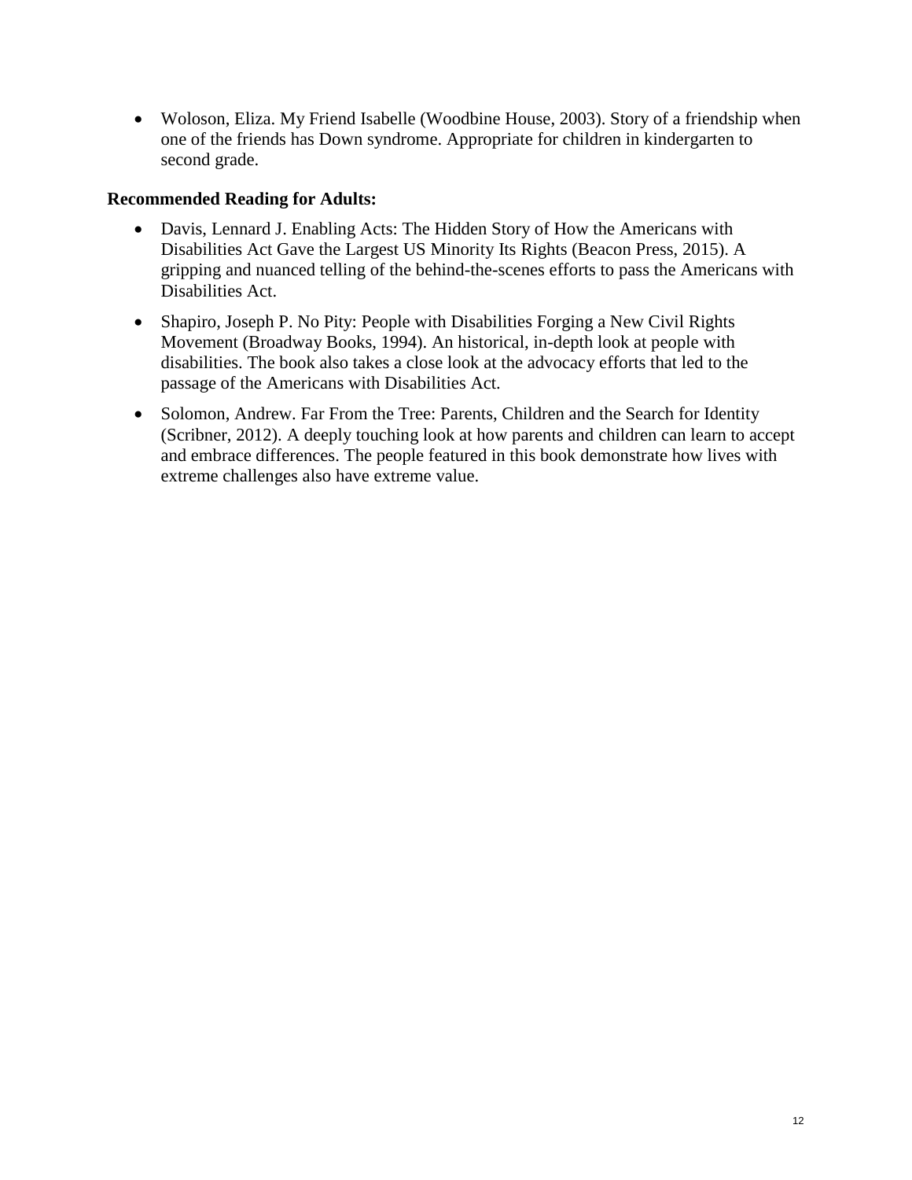- Woloson, Eliza. My Friend Isabelle (Woodbine House, 2003). Story of a friendship when one of the friends has Down syndrome. Appropriate for children in kindergarten to second grade.

**Recommended Reading for Adults:**

- Davis, Lennard J. Enabling Acts: The Hidden Story of How the Americans with Disabilities Act Gave the Largest US Minority Its Rights (Beacon Press, 2015). A gripping and nuanced telling of the behind-the-scenes efforts to pass the Americans with Disabilities Act.
- Shapiro, Joseph P. No Pity: People with Disabilities Forging a New Civil Rights Movement (Broadway Books, 1994). An historical, in-depth look at people with disabilities. The book also takes a close look at the advocacy efforts that led to the passage of the Americans with Disabilities Act.
- Solomon, Andrew. Far From the Tree: Parents, Children and the Search for Identity (Scribner, 2012). A deeply touching look at how parents and children can learn to accept and embrace differences. The people featured in this book demonstrate how lives with extreme challenges also have extreme value.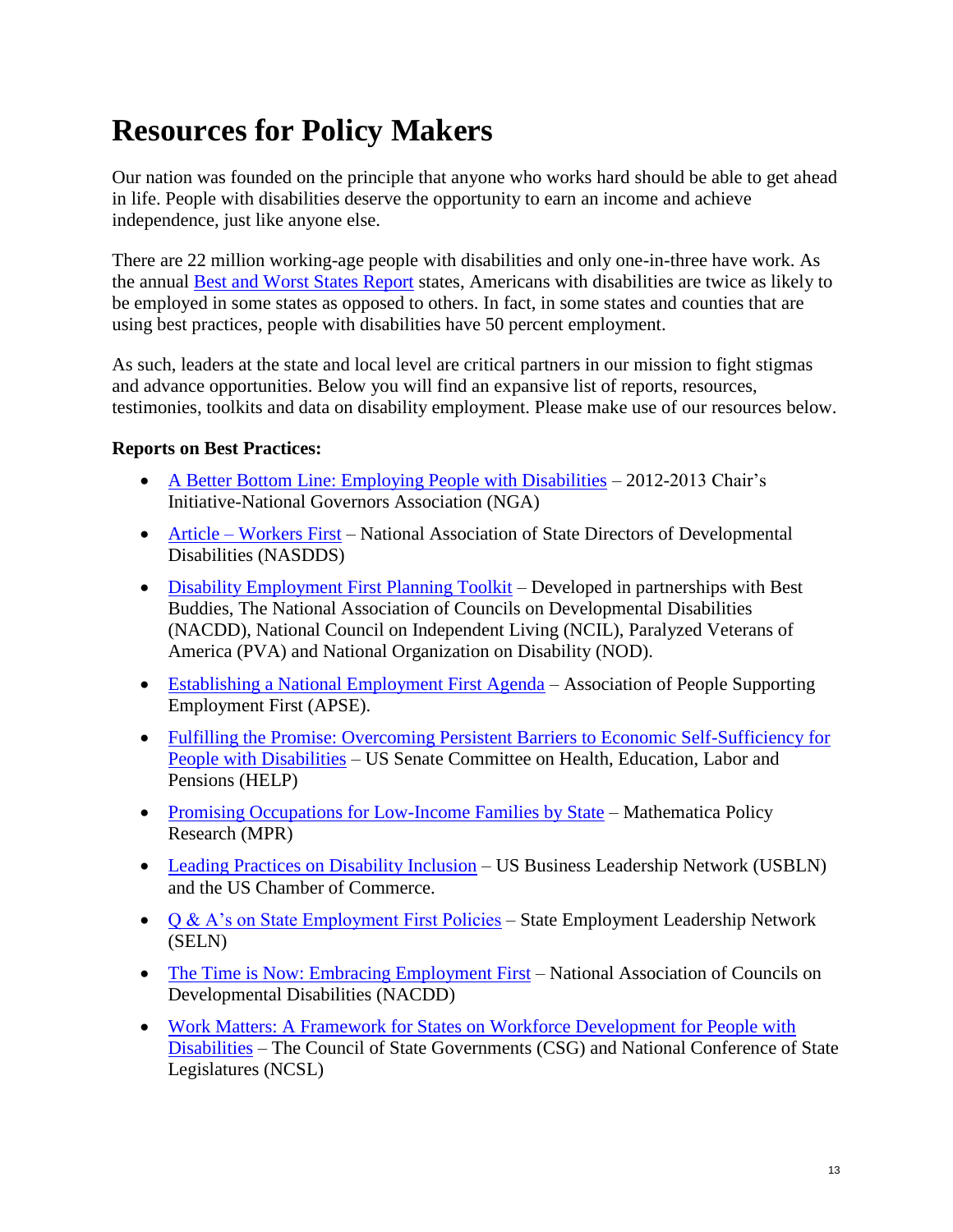# Resources for Policy Makers

Our nation was founded on the principle that anyone who works hard should be able to get ahead in life. People with disabilities deserve the opportunity to earn an income and achieve independence, just like anyone else.

There are 22 million working-age people with disabilities and only one-in-three have work. As the annual Best and Worst States Report states, Americans with disabilities are twice as likely to be employed in some states as opposed to others. In fact, in some states and counties that are using best practices, people with disabilities have 50 percent employment.

As such, leaders at the state and local level are critical partners in our mission to fight stigmas and advance opportunities. Below you will find an expansive list of reports, resources, testimonies, toolkits and data on disability employment. Please make use of our resources below.

**Reports on Best Practices:**

- A Better Bottom Line: Employing People with Disabilities – 2012-2013 Chair's Initiative-National Governors Association (NGA)
- Article – Workers First – National Association of State Directors of Developmental Disabilities (NASDDS)
- Disability Employment First Planning Toolkit – Developed in partnerships with Best Buddies, The National Association of Councils on Developmental Disabilities (NACDD), National Council on Independent Living (NCIL), Paralyzed Veterans of America (PVA) and National Organization on Disability (NOD).
- Establishing a National Employment First Agenda – Association of People Supporting Employment First (APSE).
- Fulfilling the Promise: Overcoming Persistent Barriers to Economic Self-Sufficiency for People with Disabilities – US Senate Committee on Health, Education, Labor and Pensions (HELP)
- Promising Occupations for Low-Income Families by State – Mathematica Policy Research (MPR)
- Leading Practices on Disability Inclusion – US Business Leadership Network (USBLN) and the US Chamber of Commerce.
- Q & A's on State Employment First Policies – State Employment Leadership Network (SELN)
- The Time is Now: Embracing Employment First – National Association of Councils on Developmental Disabilities (NACDD)
- Work Matters: A Framework for States on Workforce Development for People with Disabilities – The Council of State Governments (CSG) and National Conference of State Legislatures (NCSL)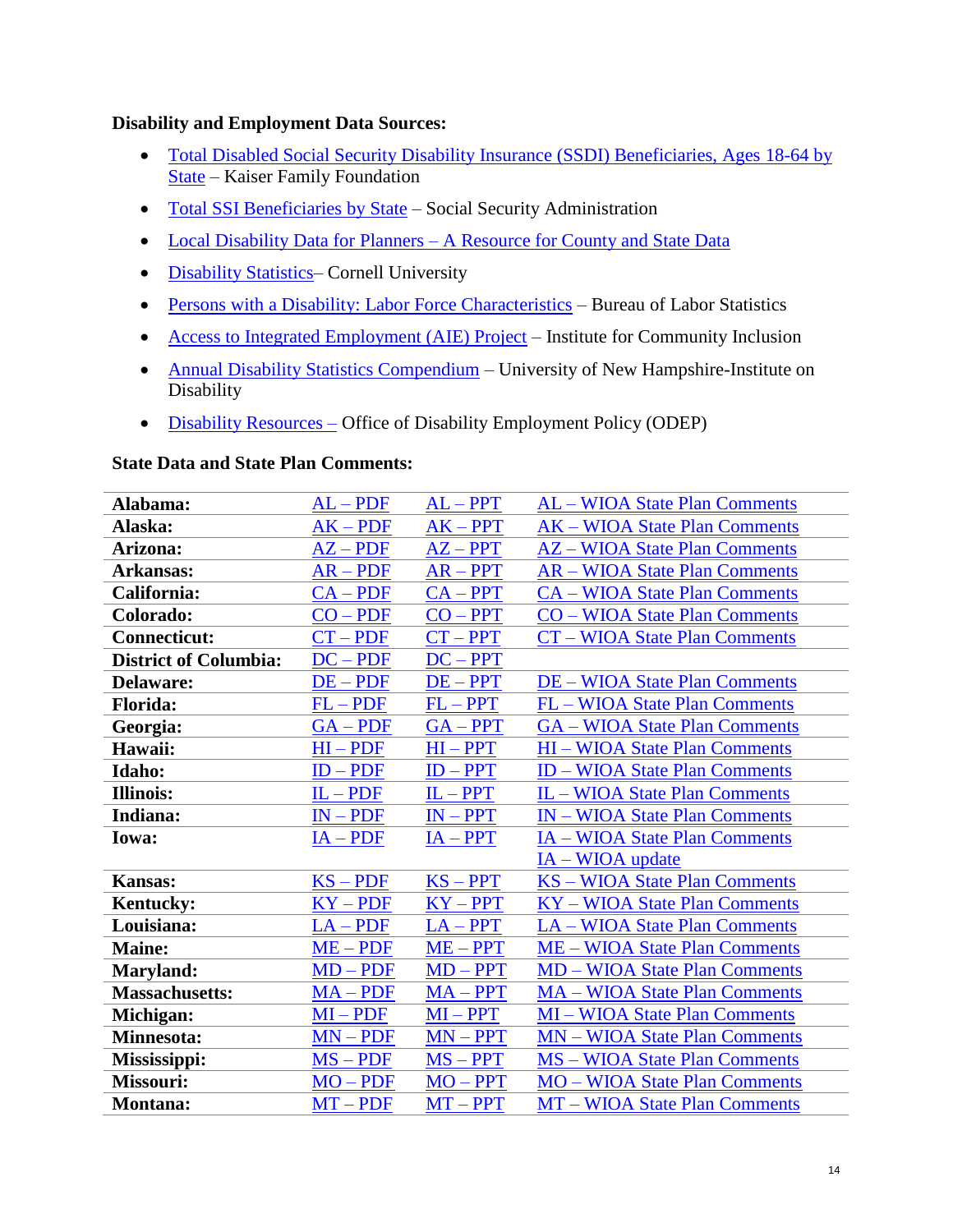**Disability and Employment Data Sources:**

- Total Disabled Social Security Disability Insurance (SSDI) Beneficiaries, Ages 18-64 by State – Kaiser Family Foundation
- Total SSI Beneficiaries by State – Social Security Administration
- Local Disability Data for Planners – A Resource for County and State Data
- Disability Statistics– Cornell University
- Persons with a Disability: Labor Force Characteristics – Bureau of Labor Statistics
- Access to Integrated Employment (AIE) Project – Institute for Community Inclusion
- Annual Disability Statistics Compendium – University of New Hampshire-Institute on Disability
- Disability Resources – Office of Disability Employment Policy (ODEP)

**State Data and State Plan Comments:**

| | | | |
|---|---|---|---|
| **Alabama:** | AL – PDF | AL – PPT | AL – WIOA State Plan Comments |
| **Alaska:** | AK – PDF | AK – PPT | AK – WIOA State Plan Comments |
| **Arizona:** | AZ – PDF | AZ – PPT | AZ – WIOA State Plan Comments |
| **Arkansas:** | AR – PDF | AR – PPT | AR – WIOA State Plan Comments |
| **California:** | CA – PDF | CA – PPT | CA – WIOA State Plan Comments |
| **Colorado:** | CO – PDF | CO – PPT | CO – WIOA State Plan Comments |
| **Connecticut:** | CT – PDF | CT – PPT | CT – WIOA State Plan Comments |
| **District of Columbia:** | DC – PDF | DC – PPT | |
| **Delaware:** | DE – PDF | DE – PPT | DE – WIOA State Plan Comments |
| **Florida:** | FL – PDF | FL – PPT | FL – WIOA State Plan Comments |
| **Georgia:** | GA – PDF | GA – PPT | GA – WIOA State Plan Comments |
| **Hawaii:** | HI – PDF | HI – PPT | HI – WIOA State Plan Comments |
| **Idaho:** | ID – PDF | ID – PPT | ID – WIOA State Plan Comments |
| **Illinois:** | IL – PDF | IL – PPT | IL – WIOA State Plan Comments |
| **Indiana:** | IN – PDF | IN – PPT | IN – WIOA State Plan Comments |
| **Iowa:** | IA – PDF | IA – PPT | IA – WIOA State Plan Comments<br>IA – WIOA update |
| **Kansas:** | KS – PDF | KS – PPT | KS – WIOA State Plan Comments |
| **Kentucky:** | KY – PDF | KY – PPT | KY – WIOA State Plan Comments |
| **Louisiana:** | LA – PDF | LA – PPT | LA – WIOA State Plan Comments |
| **Maine:** | ME – PDF | ME – PPT | ME – WIOA State Plan Comments |
| **Maryland:** | MD – PDF | MD – PPT | MD – WIOA State Plan Comments |
| **Massachusetts:** | MA – PDF | MA – PPT | MA – WIOA State Plan Comments |
| **Michigan:** | MI – PDF | MI – PPT | MI – WIOA State Plan Comments |
| **Minnesota:** | MN – PDF | MN – PPT | MN – WIOA State Plan Comments |
| **Mississippi:** | MS – PDF | MS – PPT | MS – WIOA State Plan Comments |
| **Missouri:** | MO – PDF | MO – PPT | MO – WIOA State Plan Comments |
| **Montana:** | MT – PDF | MT – PPT | MT – WIOA State Plan Comments |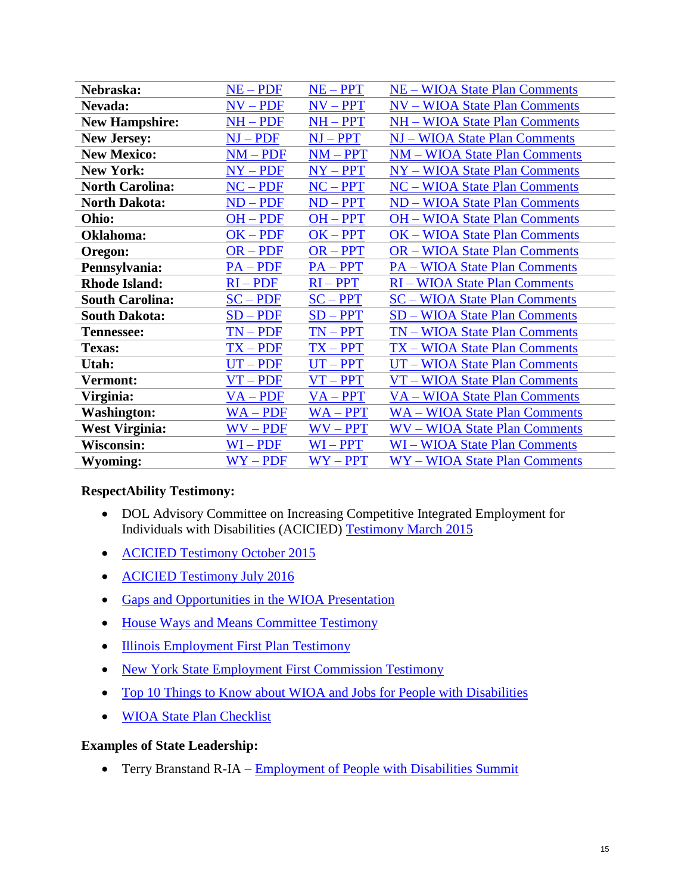| | | | |
|---|---|---|---|
| **Nebraska:** | NE – PDF | NE – PPT | NE – WIOA State Plan Comments |
| **Nevada:** | NV – PDF | NV – PPT | NV – WIOA State Plan Comments |
| **New Hampshire:** | NH – PDF | NH – PPT | NH – WIOA State Plan Comments |
| **New Jersey:** | NJ – PDF | NJ – PPT | NJ – WIOA State Plan Comments |
| **New Mexico:** | NM – PDF | NM – PPT | NM – WIOA State Plan Comments |
| **New York:** | NY – PDF | NY – PPT | NY – WIOA State Plan Comments |
| **North Carolina:** | NC – PDF | NC – PPT | NC – WIOA State Plan Comments |
| **North Dakota:** | ND – PDF | ND – PPT | ND – WIOA State Plan Comments |
| **Ohio:** | OH – PDF | OH – PPT | OH – WIOA State Plan Comments |
| **Oklahoma:** | OK – PDF | OK – PPT | OK – WIOA State Plan Comments |
| **Oregon:** | OR – PDF | OR – PPT | OR – WIOA State Plan Comments |
| **Pennsylvania:** | PA – PDF | PA – PPT | PA – WIOA State Plan Comments |
| **Rhode Island:** | RI – PDF | RI – PPT | RI – WIOA State Plan Comments |
| **South Carolina:** | SC – PDF | SC – PPT | SC – WIOA State Plan Comments |
| **South Dakota:** | SD – PDF | SD – PPT | SD – WIOA State Plan Comments |
| **Tennessee:** | TN – PDF | TN – PPT | TN – WIOA State Plan Comments |
| **Texas:** | TX – PDF | TX – PPT | TX – WIOA State Plan Comments |
| **Utah:** | UT – PDF | UT – PPT | UT – WIOA State Plan Comments |
| **Vermont:** | VT – PDF | VT – PPT | VT – WIOA State Plan Comments |
| **Virginia:** | VA – PDF | VA – PPT | VA – WIOA State Plan Comments |
| **Washington:** | WA – PDF | WA – PPT | WA – WIOA State Plan Comments |
| **West Virginia:** | WV – PDF | WV – PPT | WV – WIOA State Plan Comments |
| **Wisconsin:** | WI – PDF | WI – PPT | WI – WIOA State Plan Comments |
| **Wyoming:** | WY – PDF | WY – PPT | WY – WIOA State Plan Comments |

**RespectAbility Testimony:**

- DOL Advisory Committee on Increasing Competitive Integrated Employment for Individuals with Disabilities (ACICIED) Testimony March 2015
- ACICIED Testimony October 2015
- ACICIED Testimony July 2016
- Gaps and Opportunities in the WIOA Presentation
- House Ways and Means Committee Testimony
- Illinois Employment First Plan Testimony
- New York State Employment First Commission Testimony
- Top 10 Things to Know about WIOA and Jobs for People with Disabilities
- WIOA State Plan Checklist

**Examples of State Leadership:**

- Terry Branstand R-IA – Employment of People with Disabilities Summit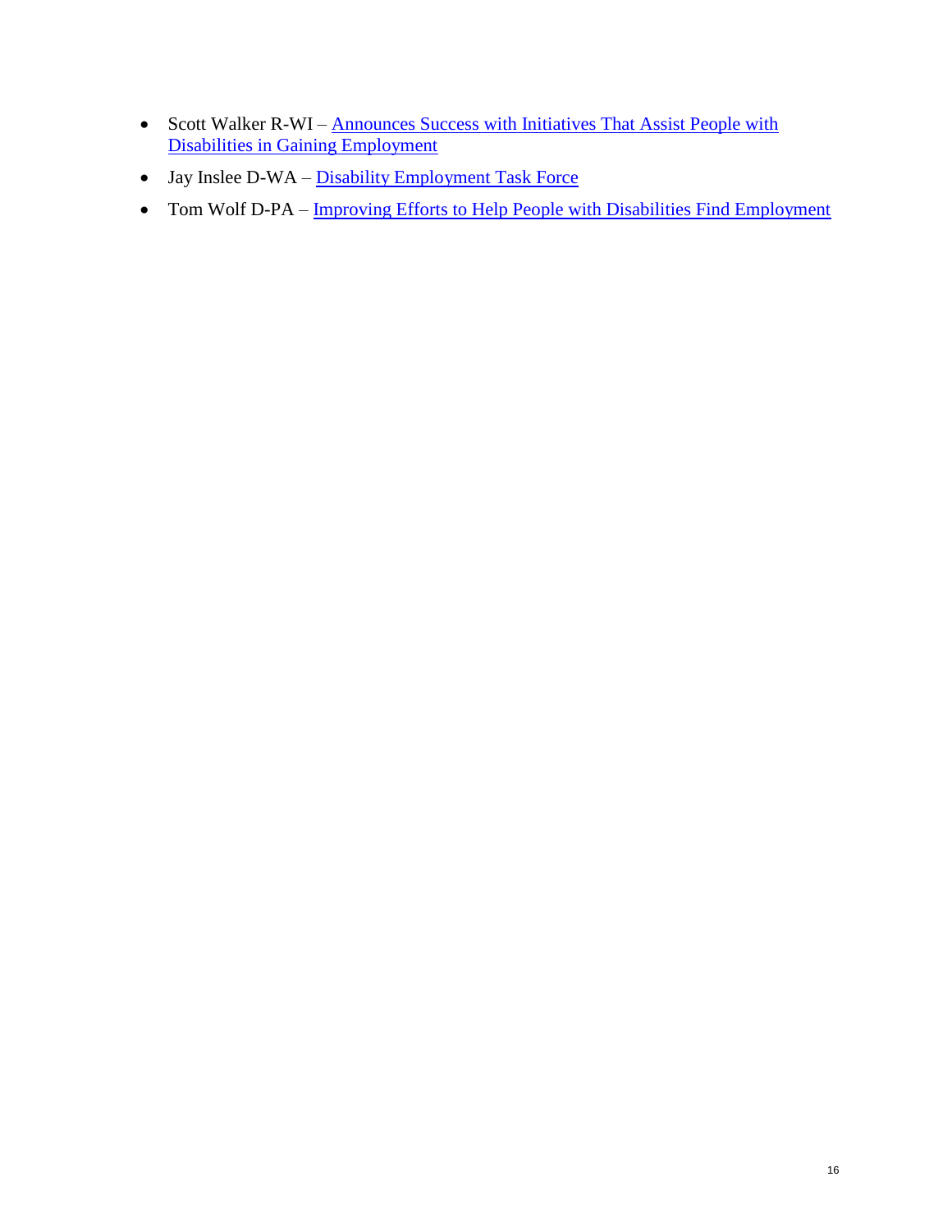- Scott Walker R-WI – Announces Success with Initiatives That Assist People with Disabilities in Gaining Employment
- Jay Inslee D-WA – Disability Employment Task Force
- Tom Wolf D-PA – Improving Efforts to Help People with Disabilities Find Employment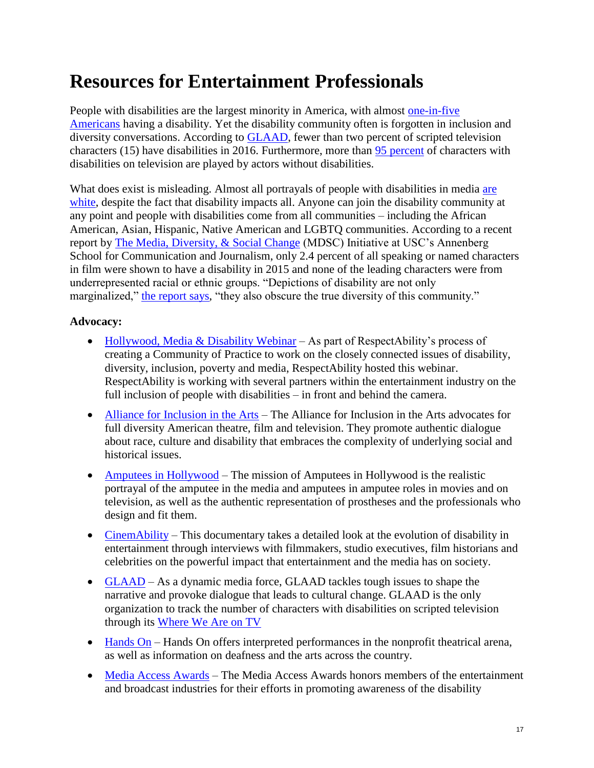# Resources for Entertainment Professionals

People with disabilities are the largest minority in America, with almost one-in-five Americans having a disability. Yet the disability community often is forgotten in inclusion and diversity conversations. According to GLAAD, fewer than two percent of scripted television characters (15) have disabilities in 2016. Furthermore, more than 95 percent of characters with disabilities on television are played by actors without disabilities.

What does exist is misleading. Almost all portrayals of people with disabilities in media are white, despite the fact that disability impacts all. Anyone can join the disability community at any point and people with disabilities come from all communities – including the African American, Asian, Hispanic, Native American and LGBTQ communities. According to a recent report by The Media, Diversity, & Social Change (MDSC) Initiative at USC's Annenberg School for Communication and Journalism, only 2.4 percent of all speaking or named characters in film were shown to have a disability in 2015 and none of the leading characters were from underrepresented racial or ethnic groups. "Depictions of disability are not only marginalized," the report says, "they also obscure the true diversity of this community."

**Advocacy:**

- Hollywood, Media & Disability Webinar – As part of RespectAbility's process of creating a Community of Practice to work on the closely connected issues of disability, diversity, inclusion, poverty and media, RespectAbility hosted this webinar. RespectAbility is working with several partners within the entertainment industry on the full inclusion of people with disabilities – in front and behind the camera.
- Alliance for Inclusion in the Arts – The Alliance for Inclusion in the Arts advocates for full diversity American theatre, film and television. They promote authentic dialogue about race, culture and disability that embraces the complexity of underlying social and historical issues.
- Amputees in Hollywood – The mission of Amputees in Hollywood is the realistic portrayal of the amputee in the media and amputees in amputee roles in movies and on television, as well as the authentic representation of prostheses and the professionals who design and fit them.
- CinemAbility – This documentary takes a detailed look at the evolution of disability in entertainment through interviews with filmmakers, studio executives, film historians and celebrities on the powerful impact that entertainment and the media has on society.
- GLAAD – As a dynamic media force, GLAAD tackles tough issues to shape the narrative and provoke dialogue that leads to cultural change. GLAAD is the only organization to track the number of characters with disabilities on scripted television through its Where We Are on TV
- Hands On – Hands On offers interpreted performances in the nonprofit theatrical arena, as well as information on deafness and the arts across the country.
- Media Access Awards – The Media Access Awards honors members of the entertainment and broadcast industries for their efforts in promoting awareness of the disability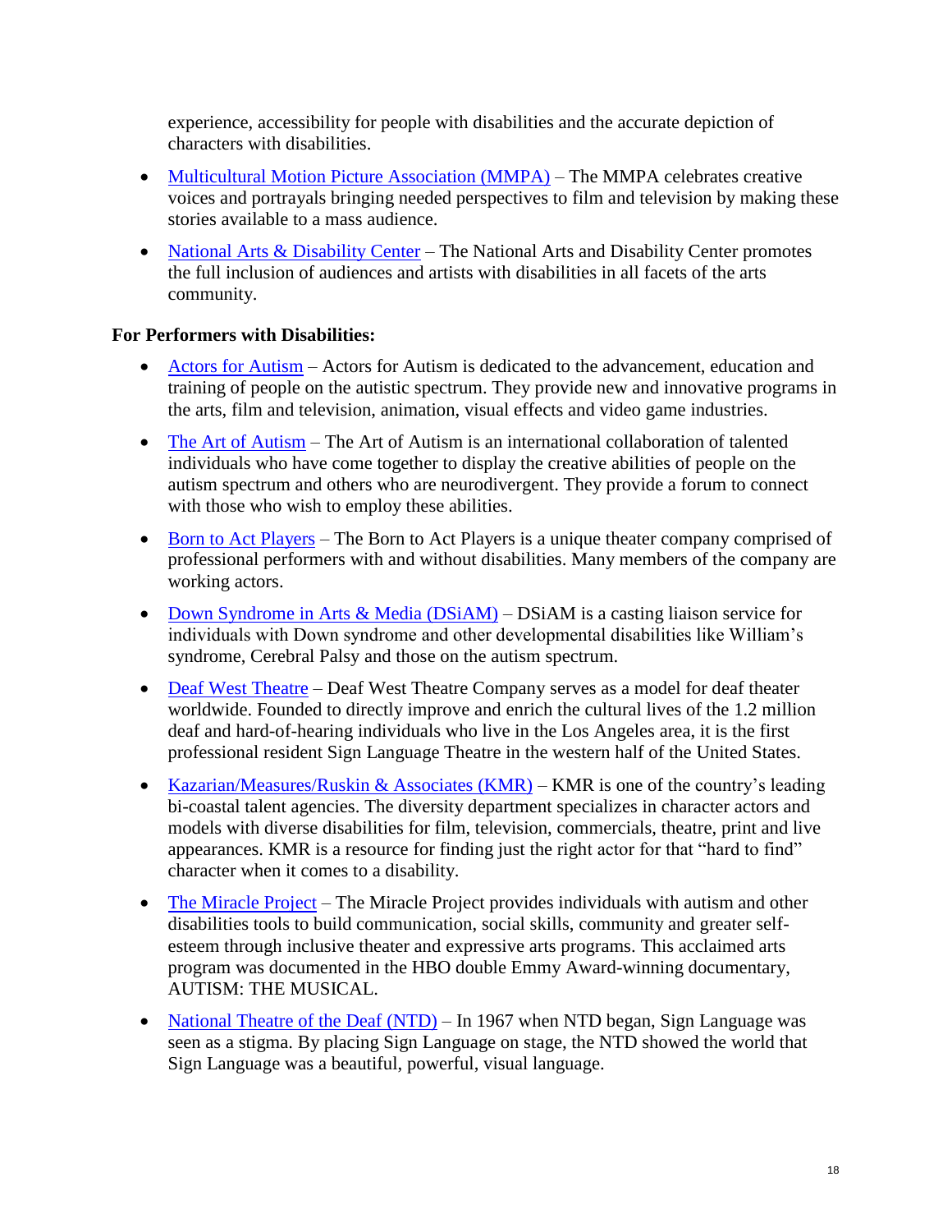experience, accessibility for people with disabilities and the accurate depiction of characters with disabilities.

- [Multicultural Motion Picture Association (MMPA)]() – The MMPA celebrates creative voices and portrayals bringing needed perspectives to film and television by making these stories available to a mass audience.
- [National Arts & Disability Center]() – The National Arts and Disability Center promotes the full inclusion of audiences and artists with disabilities in all facets of the arts community.

**For Performers with Disabilities:**

- [Actors for Autism]() – Actors for Autism is dedicated to the advancement, education and training of people on the autistic spectrum. They provide new and innovative programs in the arts, film and television, animation, visual effects and video game industries.
- [The Art of Autism]() – The Art of Autism is an international collaboration of talented individuals who have come together to display the creative abilities of people on the autism spectrum and others who are neurodivergent. They provide a forum to connect with those who wish to employ these abilities.
- [Born to Act Players]() – The Born to Act Players is a unique theater company comprised of professional performers with and without disabilities. Many members of the company are working actors.
- [Down Syndrome in Arts & Media (DSiAM)]() – DSiAM is a casting liaison service for individuals with Down syndrome and other developmental disabilities like William's syndrome, Cerebral Palsy and those on the autism spectrum.
- [Deaf West Theatre]() – Deaf West Theatre Company serves as a model for deaf theater worldwide. Founded to directly improve and enrich the cultural lives of the 1.2 million deaf and hard-of-hearing individuals who live in the Los Angeles area, it is the first professional resident Sign Language Theatre in the western half of the United States.
- [Kazarian/Measures/Ruskin & Associates (KMR)]() – KMR is one of the country's leading bi-coastal talent agencies. The diversity department specializes in character actors and models with diverse disabilities for film, television, commercials, theatre, print and live appearances. KMR is a resource for finding just the right actor for that "hard to find" character when it comes to a disability.
- [The Miracle Project]() – The Miracle Project provides individuals with autism and other disabilities tools to build communication, social skills, community and greater self-esteem through inclusive theater and expressive arts programs. This acclaimed arts program was documented in the HBO double Emmy Award-winning documentary, AUTISM: THE MUSICAL.
- [National Theatre of the Deaf (NTD)]() – In 1967 when NTD began, Sign Language was seen as a stigma. By placing Sign Language on stage, the NTD showed the world that Sign Language was a beautiful, powerful, visual language.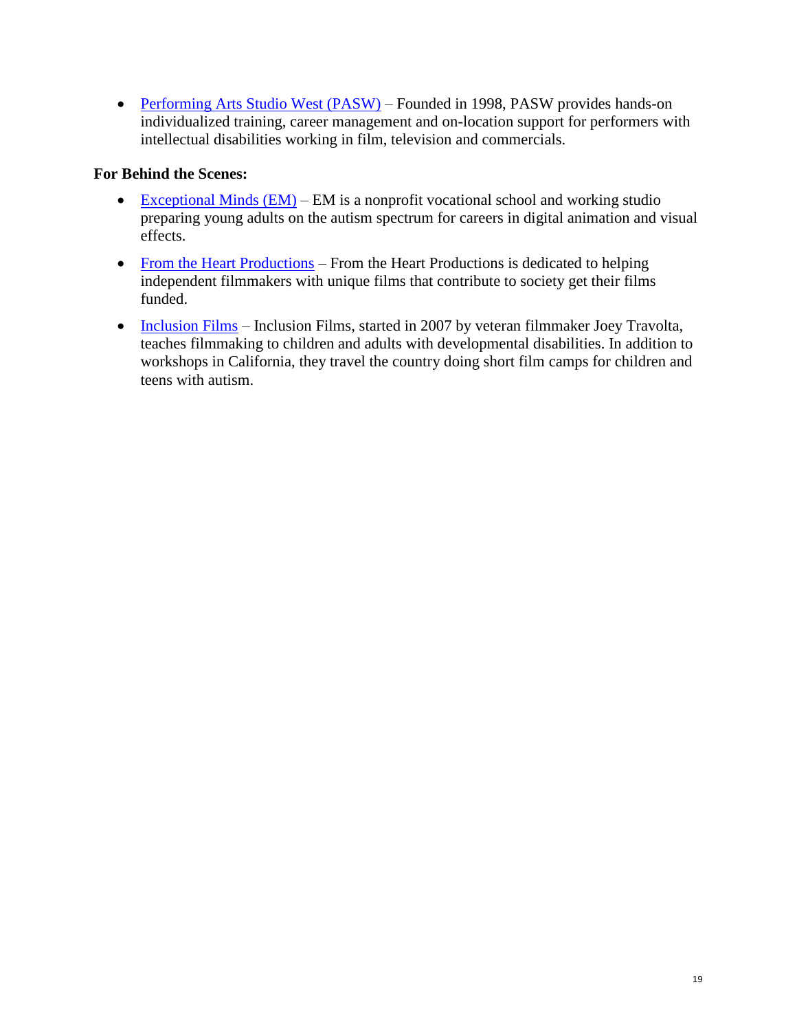- Performing Arts Studio West (PASW) – Founded in 1998, PASW provides hands-on individualized training, career management and on-location support for performers with intellectual disabilities working in film, television and commercials.

**For Behind the Scenes:**

- Exceptional Minds (EM) – EM is a nonprofit vocational school and working studio preparing young adults on the autism spectrum for careers in digital animation and visual effects.
- From the Heart Productions – From the Heart Productions is dedicated to helping independent filmmakers with unique films that contribute to society get their films funded.
- Inclusion Films – Inclusion Films, started in 2007 by veteran filmmaker Joey Travolta, teaches filmmaking to children and adults with developmental disabilities. In addition to workshops in California, they travel the country doing short film camps for children and teens with autism.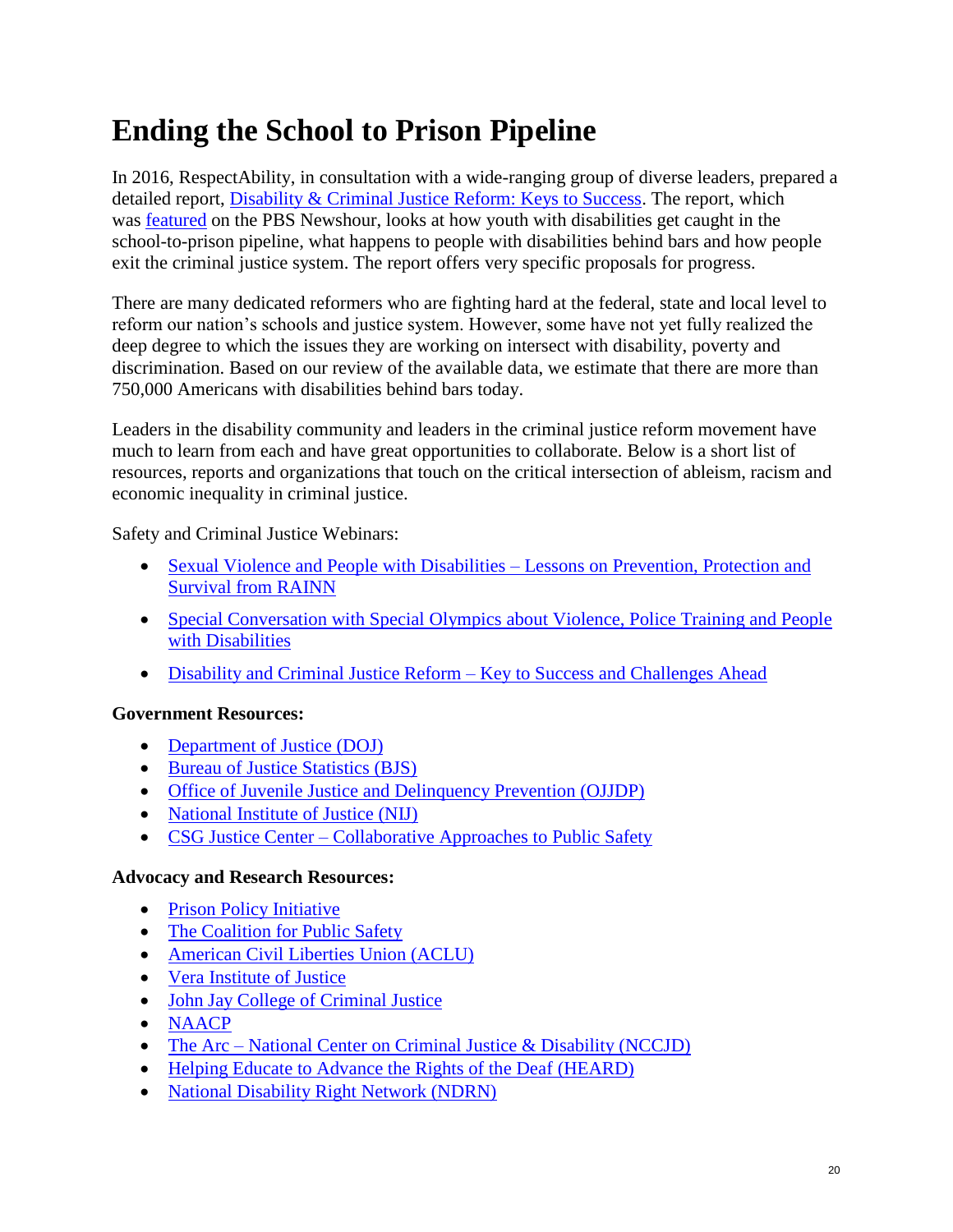# Ending the School to Prison Pipeline

In 2016, RespectAbility, in consultation with a wide-ranging group of diverse leaders, prepared a detailed report, Disability & Criminal Justice Reform: Keys to Success. The report, which was featured on the PBS Newshour, looks at how youth with disabilities get caught in the school-to-prison pipeline, what happens to people with disabilities behind bars and how people exit the criminal justice system. The report offers very specific proposals for progress.

There are many dedicated reformers who are fighting hard at the federal, state and local level to reform our nation's schools and justice system. However, some have not yet fully realized the deep degree to which the issues they are working on intersect with disability, poverty and discrimination. Based on our review of the available data, we estimate that there are more than 750,000 Americans with disabilities behind bars today.

Leaders in the disability community and leaders in the criminal justice reform movement have much to learn from each and have great opportunities to collaborate. Below is a short list of resources, reports and organizations that touch on the critical intersection of ableism, racism and economic inequality in criminal justice.

Safety and Criminal Justice Webinars:

- Sexual Violence and People with Disabilities – Lessons on Prevention, Protection and Survival from RAINN
- Special Conversation with Special Olympics about Violence, Police Training and People with Disabilities
- Disability and Criminal Justice Reform – Key to Success and Challenges Ahead

**Government Resources:**

- Department of Justice (DOJ)
- Bureau of Justice Statistics (BJS)
- Office of Juvenile Justice and Delinquency Prevention (OJJDP)
- National Institute of Justice (NIJ)
- CSG Justice Center – Collaborative Approaches to Public Safety

**Advocacy and Research Resources:**

- Prison Policy Initiative
- The Coalition for Public Safety
- American Civil Liberties Union (ACLU)
- Vera Institute of Justice
- John Jay College of Criminal Justice
- NAACP
- The Arc – National Center on Criminal Justice & Disability (NCCJD)
- Helping Educate to Advance the Rights of the Deaf (HEARD)
- National Disability Right Network (NDRN)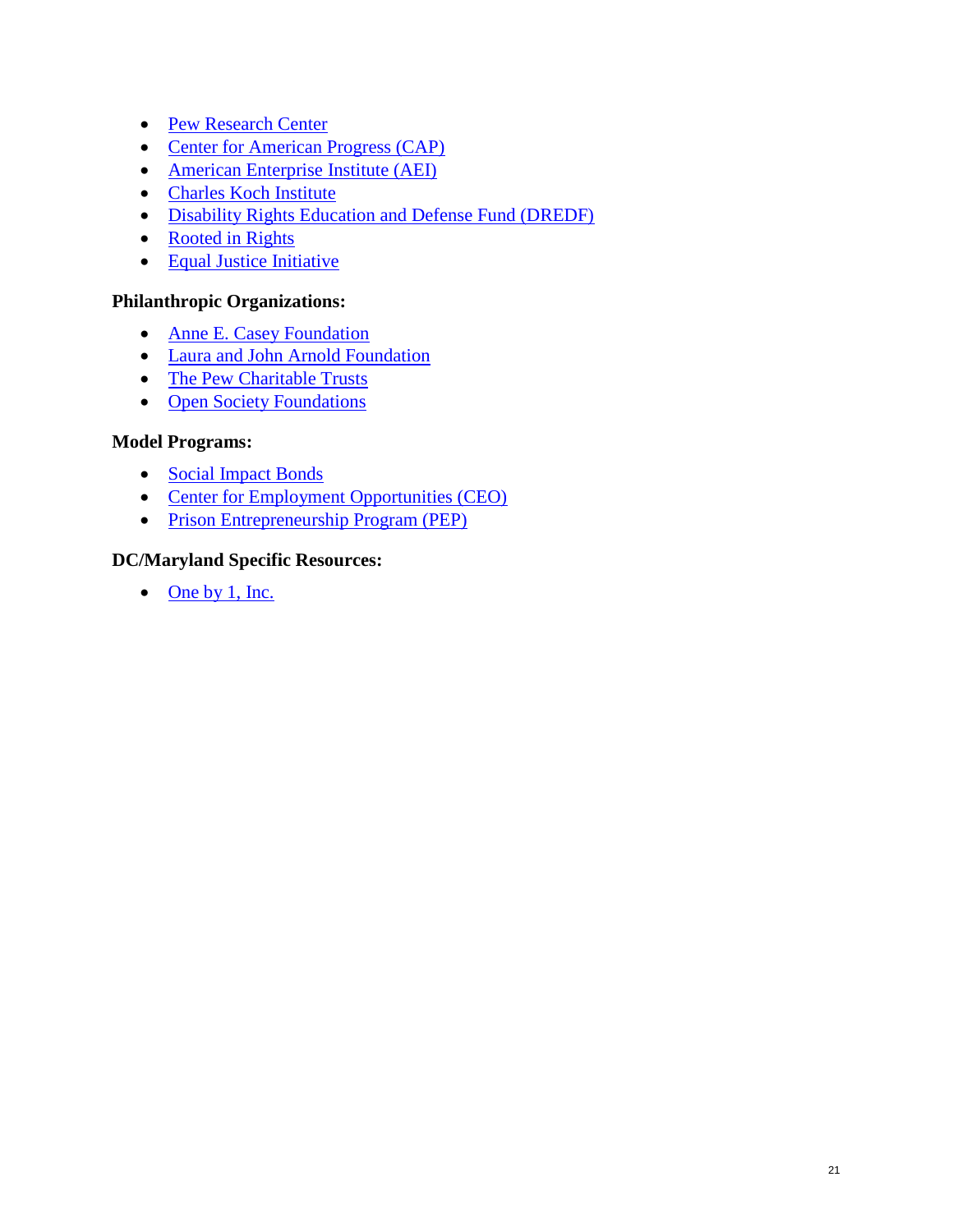- Pew Research Center
- Center for American Progress (CAP)
- American Enterprise Institute (AEI)
- Charles Koch Institute
- Disability Rights Education and Defense Fund (DREDF)
- Rooted in Rights
- Equal Justice Initiative

**Philanthropic Organizations:**

- Anne E. Casey Foundation
- Laura and John Arnold Foundation
- The Pew Charitable Trusts
- Open Society Foundations

**Model Programs:**

- Social Impact Bonds
- Center for Employment Opportunities (CEO)
- Prison Entrepreneurship Program (PEP)

**DC/Maryland Specific Resources:**

- One by 1, Inc.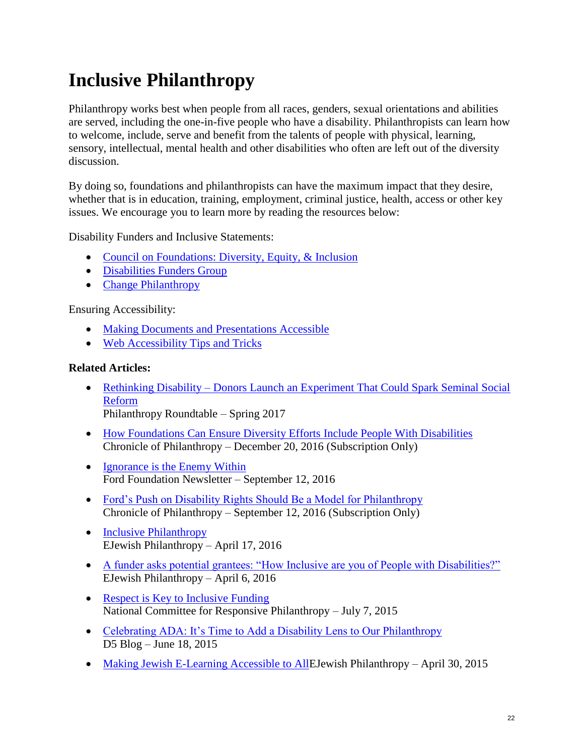# Inclusive Philanthropy

Philanthropy works best when people from all races, genders, sexual orientations and abilities are served, including the one-in-five people who have a disability. Philanthropists can learn how to welcome, include, serve and benefit from the talents of people with physical, learning, sensory, intellectual, mental health and other disabilities who often are left out of the diversity discussion.

By doing so, foundations and philanthropists can have the maximum impact that they desire, whether that is in education, training, employment, criminal justice, health, access or other key issues. We encourage you to learn more by reading the resources below:

Disability Funders and Inclusive Statements:

- Council on Foundations: Diversity, Equity, & Inclusion
- Disabilities Funders Group
- Change Philanthropy

Ensuring Accessibility:

- Making Documents and Presentations Accessible
- Web Accessibility Tips and Tricks

**Related Articles:**

- Rethinking Disability – Donors Launch an Experiment That Could Spark Seminal Social Reform
  Philanthropy Roundtable – Spring 2017
- How Foundations Can Ensure Diversity Efforts Include People With Disabilities
  Chronicle of Philanthropy – December 20, 2016 (Subscription Only)
- Ignorance is the Enemy Within
  Ford Foundation Newsletter – September 12, 2016
- Ford's Push on Disability Rights Should Be a Model for Philanthropy
  Chronicle of Philanthropy – September 12, 2016 (Subscription Only)
- Inclusive Philanthropy
  EJewish Philanthropy – April 17, 2016
- A funder asks potential grantees: "How Inclusive are you of People with Disabilities?"
  EJewish Philanthropy – April 6, 2016
- Respect is Key to Inclusive Funding
  National Committee for Responsive Philanthropy – July 7, 2015
- Celebrating ADA: It's Time to Add a Disability Lens to Our Philanthropy
  D5 Blog – June 18, 2015
- Making Jewish E-Learning Accessible to AllEJewish Philanthropy – April 30, 2015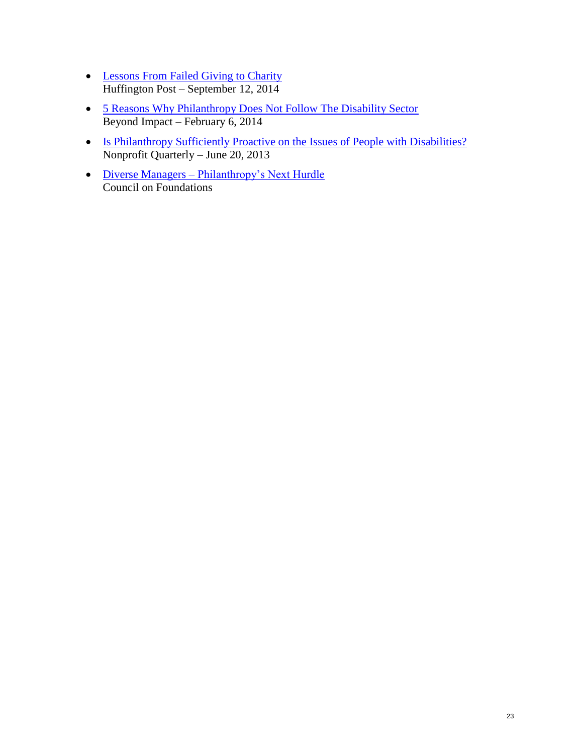- Lessons From Failed Giving to Charity
  Huffington Post – September 12, 2014
- 5 Reasons Why Philanthropy Does Not Follow The Disability Sector
  Beyond Impact – February 6, 2014
- Is Philanthropy Sufficiently Proactive on the Issues of People with Disabilities?
  Nonprofit Quarterly – June 20, 2013
- Diverse Managers – Philanthropy's Next Hurdle
  Council on Foundations